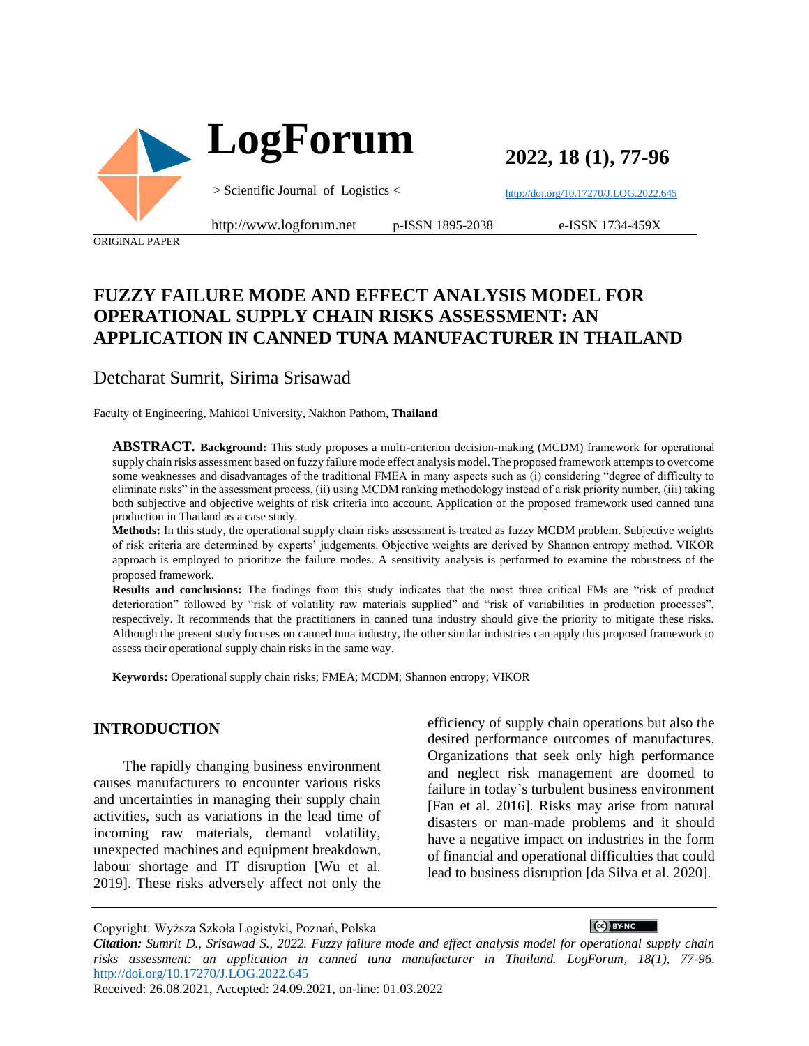ORIGINAL PAPER

# FUZZY FAILURE MODE AND EFFECT ANALYSIS MODEL FOR OPERATIONAL SUPPLY CHAIN RISKS ASSESSMENT: AN APPLICATION IN CANNED TUNA MANUFACTURER IN THAILAND

Detcharat Sumrit, Sirima Srisawad

Faculty of Engineering, Mahidol University, Nakhon Pathom, **Thailand**

**ABSTRACT. Background:** This study proposes a multi-criterion decision-making (MCDM) framework for operational supply chain risks assessment based on fuzzy failure mode effect analysis model. The proposed framework attempts to overcome some weaknesses and disadvantages of the traditional FMEA in many aspects such as (i) considering "degree of difficulty to eliminate risks" in the assessment process, (ii) using MCDM ranking methodology instead of a risk priority number, (iii) taking both subjective and objective weights of risk criteria into account. Application of the proposed framework used canned tuna production in Thailand as a case study.

**Methods:** In this study, the operational supply chain risks assessment is treated as fuzzy MCDM problem. Subjective weights of risk criteria are determined by experts' judgements. Objective weights are derived by Shannon entropy method. VIKOR approach is employed to prioritize the failure modes. A sensitivity analysis is performed to examine the robustness of the proposed framework.

**Results and conclusions:** The findings from this study indicates that the most three critical FMs are "risk of product deterioration" followed by "risk of volatility raw materials supplied" and "risk of variabilities in production processes", respectively. It recommends that the practitioners in canned tuna industry should give the priority to mitigate these risks. Although the present study focuses on canned tuna industry, the other similar industries can apply this proposed framework to assess their operational supply chain risks in the same way.

**Keywords:** Operational supply chain risks; FMEA; MCDM; Shannon entropy; VIKOR

## INTRODUCTION

The rapidly changing business environment causes manufacturers to encounter various risks and uncertainties in managing their supply chain activities, such as variations in the lead time of incoming raw materials, demand volatility, unexpected machines and equipment breakdown, labour shortage and IT disruption [Wu et al. 2019]. These risks adversely affect not only the efficiency of supply chain operations but also the desired performance outcomes of manufactures. Organizations that seek only high performance and neglect risk management are doomed to failure in today's turbulent business environment [Fan et al. 2016]. Risks may arise from natural disasters or man-made problems and it should have a negative impact on industries in the form of financial and operational difficulties that could lead to business disruption [da Silva et al. 2020].

Copyright: Wyższa Szkoła Logistyki, Poznań, Polska

***Citation:*** *Sumrit D., Srisawad S., 2022. Fuzzy failure mode and effect analysis model for operational supply chain risks assessment: an application in canned tuna manufacturer in Thailand. LogForum, 18(1), 77-96.* http://doi.org/10.17270/J.LOG.2022.645

Received: 26.08.2021, Accepted: 24.09.2021, on-line: 01.03.2022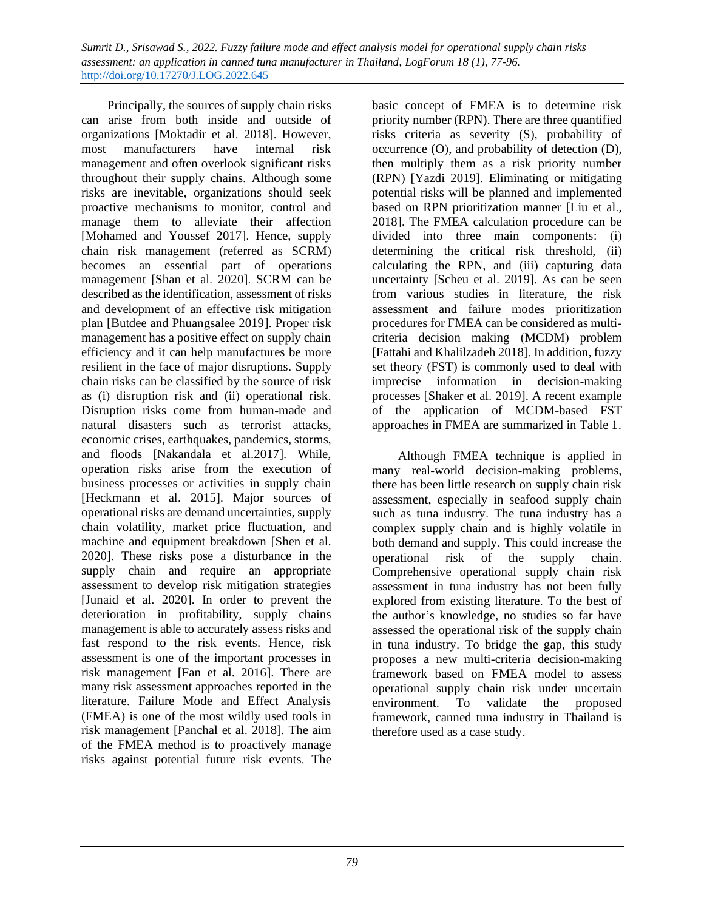Principally, the sources of supply chain risks can arise from both inside and outside of organizations [Moktadir et al. 2018]. However, most manufacturers have internal risk management and often overlook significant risks throughout their supply chains. Although some risks are inevitable, organizations should seek proactive mechanisms to monitor, control and manage them to alleviate their affection [Mohamed and Youssef 2017]. Hence, supply chain risk management (referred as SCRM) becomes an essential part of operations management [Shan et al. 2020]. SCRM can be described as the identification, assessment of risks and development of an effective risk mitigation plan [Butdee and Phuangsalee 2019]. Proper risk management has a positive effect on supply chain efficiency and it can help manufactures be more resilient in the face of major disruptions. Supply chain risks can be classified by the source of risk as (i) disruption risk and (ii) operational risk. Disruption risks come from human-made and natural disasters such as terrorist attacks, economic crises, earthquakes, pandemics, storms, and floods [Nakandala et al.2017]. While, operation risks arise from the execution of business processes or activities in supply chain [Heckmann et al. 2015]. Major sources of operational risks are demand uncertainties, supply chain volatility, market price fluctuation, and machine and equipment breakdown [Shen et al. 2020]. These risks pose a disturbance in the supply chain and require an appropriate assessment to develop risk mitigation strategies [Junaid et al. 2020]. In order to prevent the deterioration in profitability, supply chains management is able to accurately assess risks and fast respond to the risk events. Hence, risk assessment is one of the important processes in risk management [Fan et al. 2016]. There are many risk assessment approaches reported in the literature. Failure Mode and Effect Analysis (FMEA) is one of the most wildly used tools in risk management [Panchal et al. 2018]. The aim of the FMEA method is to proactively manage risks against potential future risk events. The basic concept of FMEA is to determine risk priority number (RPN). There are three quantified risks criteria as severity (S), probability of occurrence (O), and probability of detection (D), then multiply them as a risk priority number (RPN) [Yazdi 2019]. Eliminating or mitigating potential risks will be planned and implemented based on RPN prioritization manner [Liu et al., 2018]. The FMEA calculation procedure can be divided into three main components: (i) determining the critical risk threshold, (ii) calculating the RPN, and (iii) capturing data uncertainty [Scheu et al. 2019]. As can be seen from various studies in literature, the risk assessment and failure modes prioritization procedures for FMEA can be considered as multi-criteria decision making (MCDM) problem [Fattahi and Khalilzadeh 2018]. In addition, fuzzy set theory (FST) is commonly used to deal with imprecise information in decision-making processes [Shaker et al. 2019]. A recent example of the application of MCDM-based FST approaches in FMEA are summarized in Table 1.

Although FMEA technique is applied in many real-world decision-making problems, there has been little research on supply chain risk assessment, especially in seafood supply chain such as tuna industry. The tuna industry has a complex supply chain and is highly volatile in both demand and supply. This could increase the operational risk of the supply chain. Comprehensive operational supply chain risk assessment in tuna industry has not been fully explored from existing literature. To the best of the author's knowledge, no studies so far have assessed the operational risk of the supply chain in tuna industry. To bridge the gap, this study proposes a new multi-criteria decision-making framework based on FMEA model to assess operational supply chain risk under uncertain environment. To validate the proposed framework, canned tuna industry in Thailand is therefore used as a case study.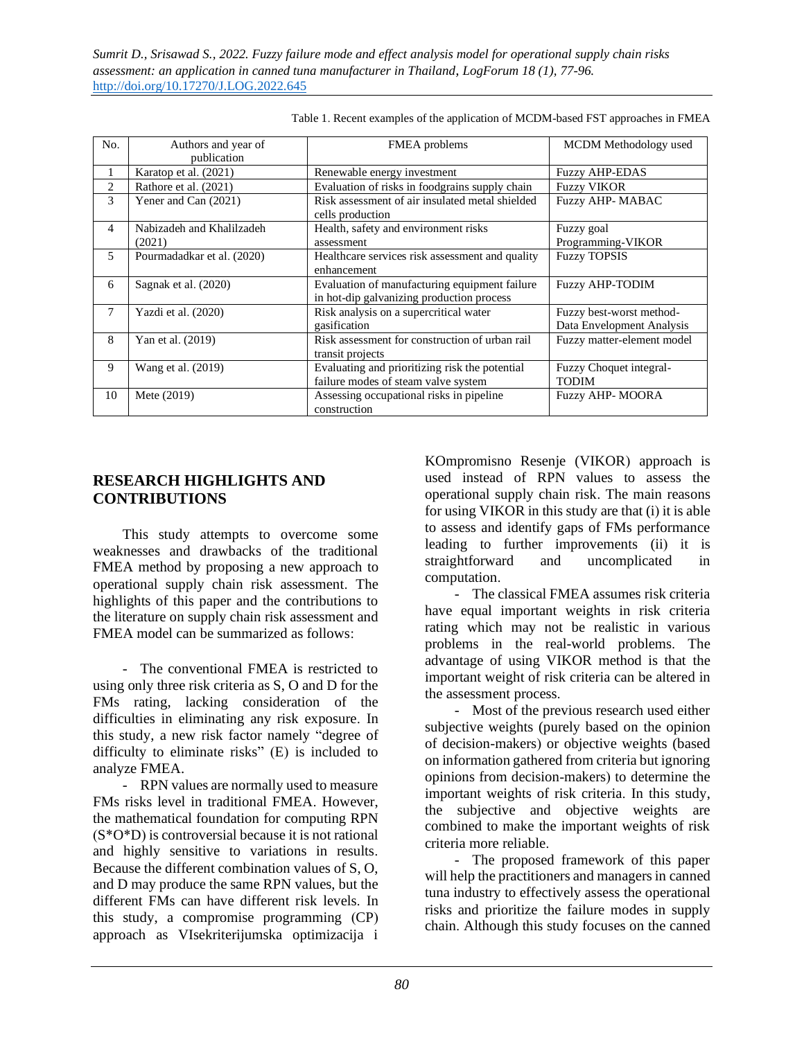Table 1. Recent examples of the application of MCDM-based FST approaches in FMEA

| No. | Authors and year of publication | FMEA problems | MCDM Methodology used |
|---|---|---|---|
| 1 | Karatop et al. (2021) | Renewable energy investment | Fuzzy AHP-EDAS |
| 2 | Rathore et al. (2021) | Evaluation of risks in foodgrains supply chain | Fuzzy VIKOR |
| 3 | Yener and Can (2021) | Risk assessment of air insulated metal shielded cells production | Fuzzy AHP- MABAC |
| 4 | Nabizadeh and Khalilzadeh (2021) | Health, safety and environment risks assessment | Fuzzy goal Programming-VIKOR |
| 5 | Pourmadadkar et al. (2020) | Healthcare services risk assessment and quality enhancement | Fuzzy TOPSIS |
| 6 | Sagnak et al. (2020) | Evaluation of manufacturing equipment failure in hot-dip galvanizing production process | Fuzzy AHP-TODIM |
| 7 | Yazdi et al. (2020) | Risk analysis on a supercritical water gasification | Fuzzy best-worst method-Data Envelopment Analysis |
| 8 | Yan et al. (2019) | Risk assessment for construction of urban rail transit projects | Fuzzy matter-element model |
| 9 | Wang et al. (2019) | Evaluating and prioritizing risk the potential failure modes of steam valve system | Fuzzy Choquet integral-TODIM |
| 10 | Mete (2019) | Assessing occupational risks in pipeline construction | Fuzzy AHP- MOORA |

## RESEARCH HIGHLIGHTS AND CONTRIBUTIONS

This study attempts to overcome some weaknesses and drawbacks of the traditional FMEA method by proposing a new approach to operational supply chain risk assessment. The highlights of this paper and the contributions to the literature on supply chain risk assessment and FMEA model can be summarized as follows:

- The conventional FMEA is restricted to using only three risk criteria as S, O and D for the FMs rating, lacking consideration of the difficulties in eliminating any risk exposure. In this study, a new risk factor namely "degree of difficulty to eliminate risks" (E) is included to analyze FMEA.
- RPN values are normally used to measure FMs risks level in traditional FMEA. However, the mathematical foundation for computing RPN (S*O*D) is controversial because it is not rational and highly sensitive to variations in results. Because the different combination values of S, O, and D may produce the same RPN values, but the different FMs can have different risk levels. In this study, a compromise programming (CP) approach as VIsekriterijumska optimizacija i KOmpromisno Resenje (VIKOR) approach is used instead of RPN values to assess the operational supply chain risk. The main reasons for using VIKOR in this study are that (i) it is able to assess and identify gaps of FMs performance leading to further improvements (ii) it is straightforward and uncomplicated in computation.
- The classical FMEA assumes risk criteria have equal important weights in risk criteria rating which may not be realistic in various problems in the real-world problems. The advantage of using VIKOR method is that the important weight of risk criteria can be altered in the assessment process.
- Most of the previous research used either subjective weights (purely based on the opinion of decision-makers) or objective weights (based on information gathered from criteria but ignoring opinions from decision-makers) to determine the important weights of risk criteria. In this study, the subjective and objective weights are combined to make the important weights of risk criteria more reliable.
- The proposed framework of this paper will help the practitioners and managers in canned tuna industry to effectively assess the operational risks and prioritize the failure modes in supply chain. Although this study focuses on the canned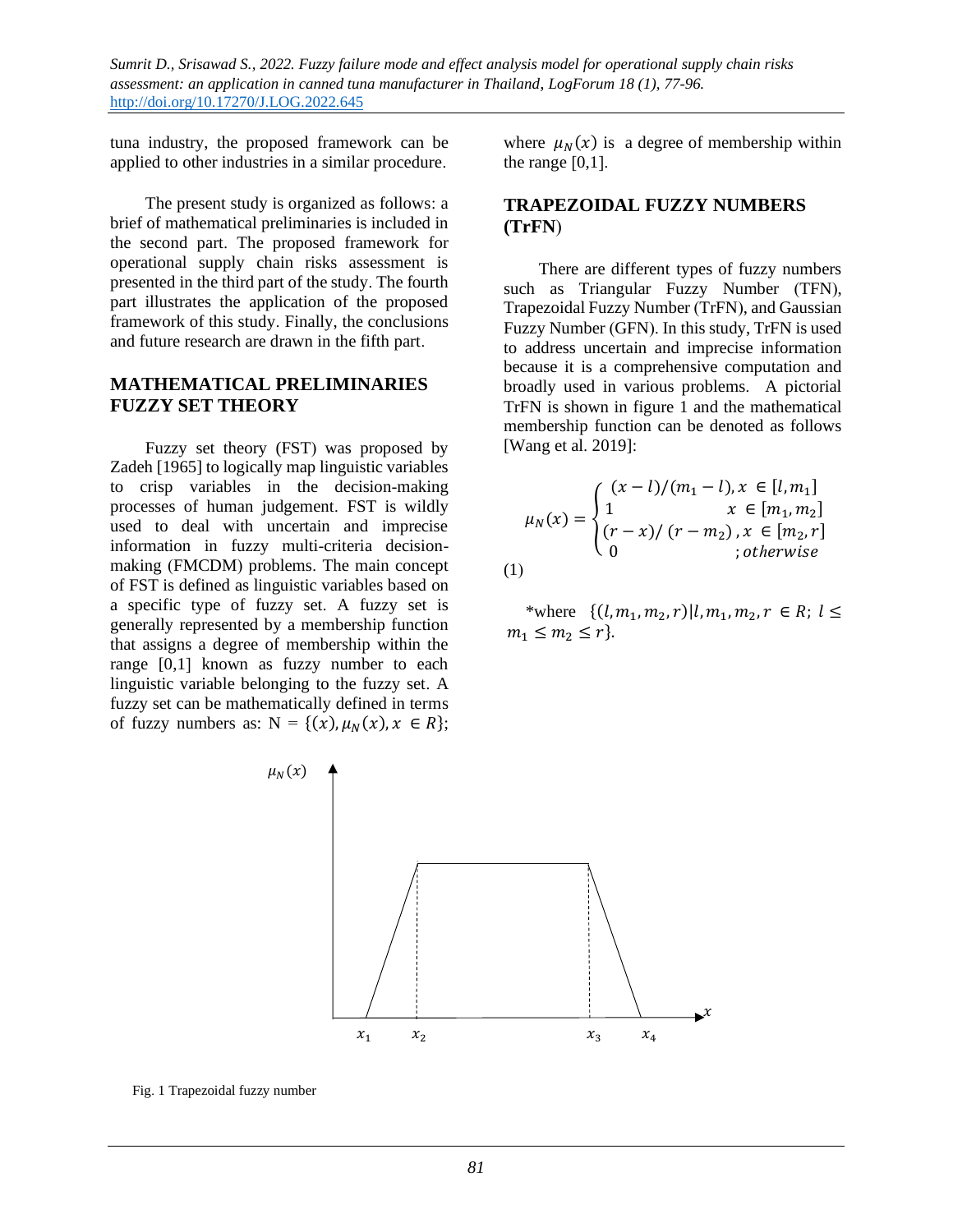tuna industry, the proposed framework can be applied to other industries in a similar procedure.

The present study is organized as follows: a brief of mathematical preliminaries is included in the second part. The proposed framework for operational supply chain risks assessment is presented in the third part of the study. The fourth part illustrates the application of the proposed framework of this study. Finally, the conclusions and future research are drawn in the fifth part.

## MATHEMATICAL PRELIMINARIES FUZZY SET THEORY

Fuzzy set theory (FST) was proposed by Zadeh [1965] to logically map linguistic variables to crisp variables in the decision-making processes of human judgement. FST is wildly used to deal with uncertain and imprecise information in fuzzy multi-criteria decision-making (FMCDM) problems. The main concept of FST is defined as linguistic variables based on a specific type of fuzzy set. A fuzzy set is generally represented by a membership function that assigns a degree of membership within the range [0,1] known as fuzzy number to each linguistic variable belonging to the fuzzy set. A fuzzy set can be mathematically defined in terms of fuzzy numbers as: $N = \{(x), \mu_N(x), x \in R\}$; where $\mu_N(x)$ is a degree of membership within the range [0,1].

## TRAPEZOIDAL FUZZY NUMBERS (TrFN)

There are different types of fuzzy numbers such as Triangular Fuzzy Number (TFN), Trapezoidal Fuzzy Number (TrFN), and Gaussian Fuzzy Number (GFN). In this study, TrFN is used to address uncertain and imprecise information because it is a comprehensive computation and broadly used in various problems. A pictorial TrFN is shown in figure 1 and the mathematical membership function can be denoted as follows [Wang et al. 2019]:

$$\mu_N(x) = \begin{cases} (x-l)/(m_1-l), & x \in [l, m_1] \\ 1 & x \in [m_1, m_2] \\ (r-x)/(r-m_2), & x \in [m_2, r] \\ 0 & ;otherwise \end{cases} \tag{1}$$

*where $\{(l, m_1, m_2, r) | l, m_1, m_2, r \in R;\ l \leq m_1 \leq m_2 \leq r\}$.

Fig. 1 Trapezoidal fuzzy number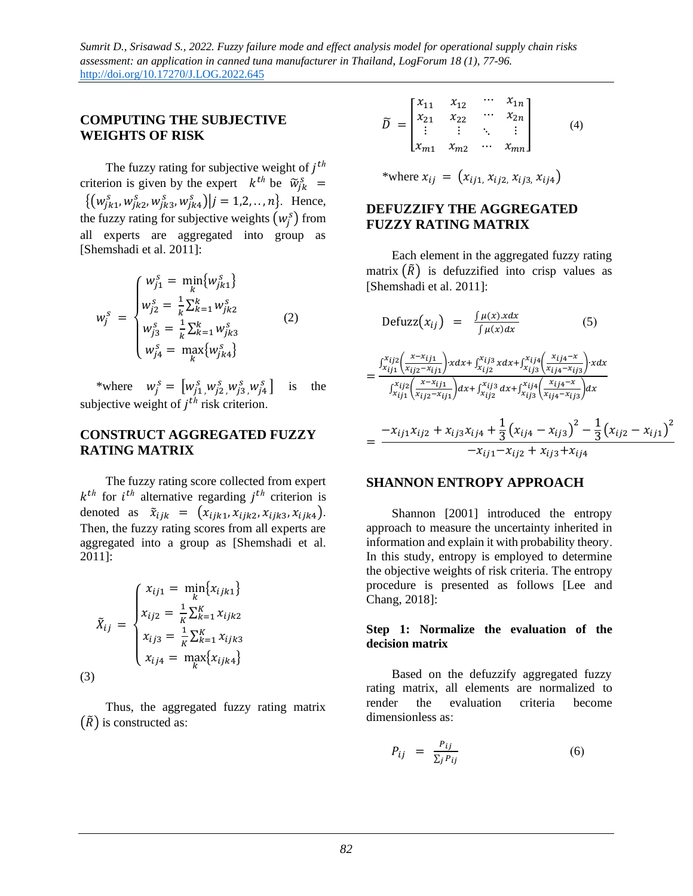## COMPUTING THE SUBJECTIVE WEIGHTS OF RISK

The fuzzy rating for subjective weight of $j^{th}$ criterion is given by the expert $k^{th}$ be $\widetilde{w}_{jk}^{s} = \{(w_{jk1}^{s}, w_{jk2}^{s}, w_{jk3}^{s}, w_{jk4}^{s}) | j = 1,2,..,n\}$. Hence, the fuzzy rating for subjective weights $(w_j^s)$ from all experts are aggregated into group as [Shemshadi et al. 2011]:

$$w_j^s = \begin{cases} w_{j1}^s = \min_k \{w_{jk1}^s\} \\ w_{j2}^s = \frac{1}{k}\sum_{k=1}^{k} w_{jk2}^s \\ w_{j3}^s = \frac{1}{k}\sum_{k=1}^{k} w_{jk3}^s \\ w_{j4}^s = \max_k \{w_{jk4}^s\} \end{cases} \tag{2}$$

*where $w_j^s = [w_{j1}^s, w_{j2}^s, w_{j3}^s, w_{j4}^s]$ is the subjective weight of $j^{th}$ risk criterion.

## CONSTRUCT AGGREGATED FUZZY RATING MATRIX

The fuzzy rating score collected from expert $k^{th}$ for $i^{th}$ alternative regarding $j^{th}$ criterion is denoted as $\tilde{x}_{ijk} = (x_{ijk1}, x_{ijk2}, x_{ijk3}, x_{ijk4})$. Then, the fuzzy rating scores from all experts are aggregated into a group as [Shemshadi et al. 2011]:

$$\tilde{X}_{ij} = \begin{cases} x_{ij1} = \min_k \{x_{ijk1}\} \\ x_{ij2} = \frac{1}{K}\sum_{k=1}^{K} x_{ijk2} \\ x_{ij3} = \frac{1}{K}\sum_{k=1}^{K} x_{ijk3} \\ x_{ij4} = \max_k \{x_{ijk4}\} \end{cases} \tag{3}$$

Thus, the aggregated fuzzy rating matrix $(\tilde{R})$ is constructed as:

$$\tilde{D} = \begin{bmatrix} x_{11} & x_{12} & \cdots & x_{1n} \\ x_{21} & x_{22} & \cdots & x_{2n} \\ \vdots & \vdots & \ddots & \vdots \\ x_{m1} & x_{m2} & \cdots & x_{mn} \end{bmatrix} \tag{4}$$

*where $x_{ij} = (x_{ij1}, x_{ij2}, x_{ij3}, x_{ij4})$

## DEFUZZIFY THE AGGREGATED FUZZY RATING MATRIX

Each element in the aggregated fuzzy rating matrix $(\tilde{R})$ is defuzzified into crisp values as [Shemshadi et al. 2011]:

$$\text{Defuzz}(x_{ij}) = \frac{\int \mu(x).xdx}{\int \mu(x)dx} \tag{5}$$

$$= \frac{\int_{x_{ij1}}^{x_{ij2}} \left(\frac{x - x_{ij1}}{x_{ij2} - x_{ij1}}\right) \cdot xdx + \int_{x_{ij2}}^{x_{ij3}} xdx + \int_{x_{ij3}}^{x_{ij4}} \left(\frac{x_{ij4} - x}{x_{ij4} - x_{ij3}}\right) \cdot xdx}{\int_{x_{ij1}}^{x_{ij2}} \left(\frac{x - x_{ij1}}{x_{ij2} - x_{ij1}}\right) dx + \int_{x_{ij2}}^{x_{ij3}} dx + \int_{x_{ij3}}^{x_{ij4}} \left(\frac{x_{ij4} - x}{x_{ij4} - x_{ij3}}\right) dx}$$

$$= \frac{-x_{ij1}x_{ij2} + x_{ij3}x_{ij4} + \frac{1}{3}(x_{ij4} - x_{ij3})^2 - \frac{1}{3}(x_{ij2} - x_{ij1})^2}{-x_{ij1} - x_{ij2} + x_{ij3} + x_{ij4}}$$

## SHANNON ENTROPY APPROACH

Shannon [2001] introduced the entropy approach to measure the uncertainty inherited in information and explain it with probability theory. In this study, entropy is employed to determine the objective weights of risk criteria. The entropy procedure is presented as follows [Lee and Chang, 2018]:

### Step 1: Normalize the evaluation of the decision matrix

Based on the defuzzify aggregated fuzzy rating matrix, all elements are normalized to render the evaluation criteria become dimensionless as:

$$P_{ij} = \frac{P_{ij}}{\sum_j P_{ij}} \tag{6}$$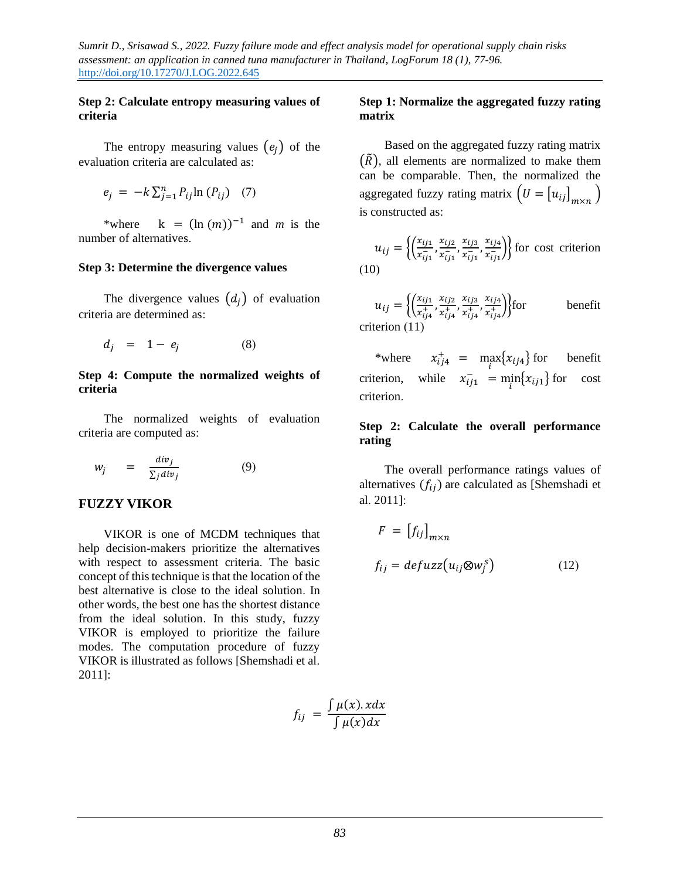**Step 2: Calculate entropy measuring values of criteria**

The entropy measuring values $(e_j)$ of the evaluation criteria are calculated as:

$$e_j = -k\sum_{j=1}^{n} P_{ij}\ln(P_{ij}) \quad (7)$$

*where $k = (\ln(m))^{-1}$ and $m$ is the number of alternatives.

**Step 3: Determine the divergence values**

The divergence values $(d_j)$ of evaluation criteria are determined as:

$$d_j = 1 - e_j \quad (8)$$

**Step 4: Compute the normalized weights of criteria**

The normalized weights of evaluation criteria are computed as:

$$w_j = \frac{div_j}{\sum_j div_j} \quad (9)$$

## FUZZY VIKOR

VIKOR is one of MCDM techniques that help decision-makers prioritize the alternatives with respect to assessment criteria. The basic concept of this technique is that the location of the best alternative is close to the ideal solution. In other words, the best one has the shortest distance from the ideal solution. In this study, fuzzy VIKOR is employed to prioritize the failure modes. The computation procedure of fuzzy VIKOR is illustrated as follows [Shemshadi et al. 2011]:

**Step 1: Normalize the aggregated fuzzy rating matrix**

Based on the aggregated fuzzy rating matrix $(\tilde{R})$, all elements are normalized to make them can be comparable. Then, the normalized the aggregated fuzzy rating matrix $\left(U = [u_{ij}]_{m\times n}\right)$ is constructed as:

$$u_{ij} = \left\{\left(\frac{x_{ij1}}{x_{ij1}^{-}}, \frac{x_{ij2}}{x_{ij1}^{-}}, \frac{x_{ij3}}{x_{ij1}^{-}}, \frac{x_{ij4}}{x_{ij1}^{-}}\right)\right\} \text{ for cost criterion} \quad (10)$$

$$u_{ij} = \left\{\left(\frac{x_{ij1}}{x_{ij4}^{+}}, \frac{x_{ij2}}{x_{ij4}^{+}}, \frac{x_{ij3}}{x_{ij4}^{+}}, \frac{x_{ij4}}{x_{ij4}^{+}}\right)\right\} \text{for benefit criterion} \quad (11)$$

*where $x_{ij4}^{+} = \max_i\{x_{ij4}\}$ for benefit criterion, while $x_{ij1}^{-} = \min_i\{x_{ij1}\}$ for cost criterion.

**Step 2: Calculate the overall performance rating**

The overall performance ratings values of alternatives $(f_{ij})$ are calculated as [Shemshadi et al. 2011]:

$$F = [f_{ij}]_{m\times n}$$

$$f_{ij} = defuzz(u_{ij} \otimes w_j^s) \quad (12)$$

$$f_{ij} = \frac{\int \mu(x).xdx}{\int \mu(x)dx}$$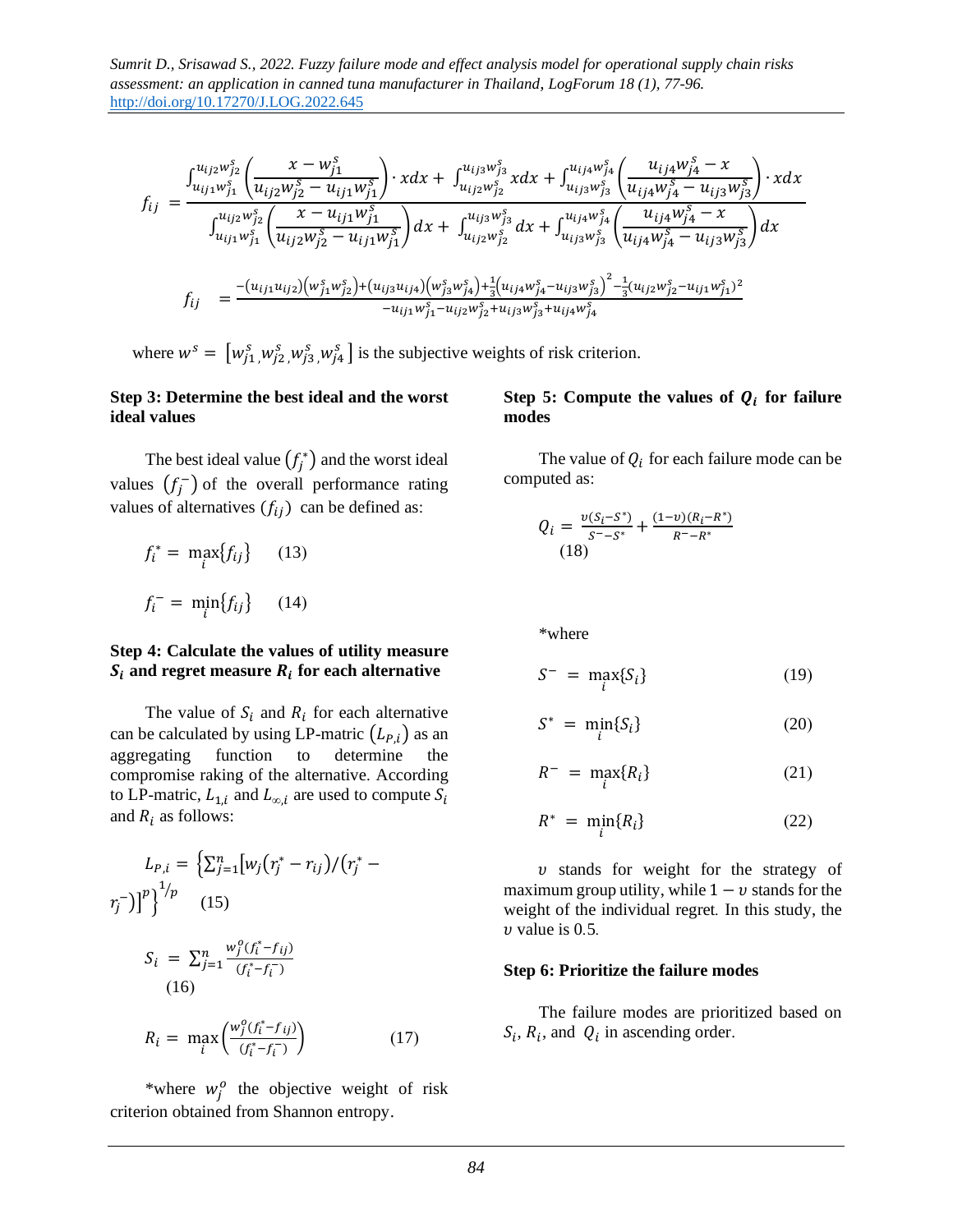$$f_{ij} = \frac{\int_{u_{ij1}w_{j1}^{s}}^{u_{ij2}w_{j2}^{s}} \left( \frac{x - w_{j1}^{s}}{u_{ij2}w_{j2}^{s} - u_{ij1}w_{j1}^{s}} \right) \cdot xdx + \int_{u_{ij2}w_{j2}^{s}}^{u_{ij3}w_{j3}^{s}} xdx + \int_{u_{ij3}w_{j3}^{s}}^{u_{ij4}w_{j4}^{s}} \left( \frac{u_{ij4}w_{j4}^{s} - x}{u_{ij4}w_{j4}^{s} - u_{ij3}w_{j3}^{s}} \right) \cdot xdx}{\int_{u_{ij1}w_{j1}^{s}}^{u_{ij2}w_{j2}^{s}} \left( \frac{x - u_{ij1}w_{j1}^{s}}{u_{ij2}w_{j2}^{s} - u_{ij1}w_{j1}^{s}} \right) dx + \int_{u_{ij2}w_{j2}^{s}}^{u_{ij3}w_{j3}^{s}} dx + \int_{u_{ij3}w_{j3}^{s}}^{u_{ij4}w_{j4}^{s}} \left( \frac{u_{ij4}w_{j4}^{s} - x}{u_{ij4}w_{j4}^{s} - u_{ij3}w_{j3}^{s}} \right) dx}$$

$$f_{ij} = \frac{-(u_{ij1}u_{ij2})(w_{j1}^{s}w_{j2}^{s}) + (u_{ij3}u_{ij4})(w_{j3}^{s}w_{j4}^{s}) + \frac{1}{3}(u_{ij4}w_{j4}^{s} - u_{ij3}w_{j3}^{s})^{2} - \frac{1}{3}(u_{ij2}w_{j2}^{s} - u_{ij1}w_{j1}^{s})^{2}}{-u_{ij1}w_{j1}^{s} - u_{ij2}w_{j2}^{s} + u_{ij3}w_{j3}^{s} + u_{ij4}w_{j4}^{s}}$$

where $w^{s} = [w_{j1}^{s}, w_{j2}^{s}, w_{j3}^{s}, w_{j4}^{s}]$ is the subjective weights of risk criterion.

**Step 3: Determine the best ideal and the worst ideal values**

The best ideal value $(f_j^*)$ and the worst ideal values $(f_j^-)$ of the overall performance rating values of alternatives $(f_{ij})$ can be defined as:

$$f_i^* = \max_i\{f_{ij}\} \quad (13)$$

$$f_i^- = \min_i\{f_{ij}\} \quad (14)$$

**Step 4: Calculate the values of utility measure $S_i$ and regret measure $R_i$ for each alternative**

The value of $S_i$ and $R_i$ for each alternative can be calculated by using LP-matric $(L_{P,i})$ as an aggregating function to determine the compromise raking of the alternative. According to LP-matric, $L_{1,i}$ and $L_{\infty,i}$ are used to compute $S_i$ and $R_i$ as follows:

$$L_{P,i} = \left\{ \sum_{j=1}^{n} \left[ w_j (r_j^* - r_{ij}) / (r_j^* - r_j^-) \right]^p \right\}^{1/p} \quad (15)$$

$$S_i = \sum_{j=1}^{n} \frac{w_j^o (f_i^* - f_{ij})}{(f_i^* - f_i^-)} \quad (16)$$

$$R_i = \max_i \left( \frac{w_j^o (f_i^* - f_{ij})}{(f_i^* - f_i^-)} \right) \quad (17)$$

*where $w_j^o$ the objective weight of risk criterion obtained from Shannon entropy.

**Step 5: Compute the values of $Q_i$ for failure modes**

The value of $Q_i$ for each failure mode can be computed as:

$$Q_i = \frac{v(S_i - S^*)}{S^- - S^*} + \frac{(1-v)(R_i - R^*)}{R^- - R^*} \quad (18)$$

*where

$$S^- = \max_i\{S_i\} \quad (19)$$

$$S^* = \min_i\{S_i\} \quad (20)$$

$$R^- = \max_i\{R_i\} \quad (21)$$

$$R^* = \min_i\{R_i\} \quad (22)$$

$v$ stands for weight for the strategy of maximum group utility, while $1 - v$ stands for the weight of the individual regret. In this study, the $v$ value is 0.5.

**Step 6: Prioritize the failure modes**

The failure modes are prioritized based on $S_i$, $R_i$, and $Q_i$ in ascending order.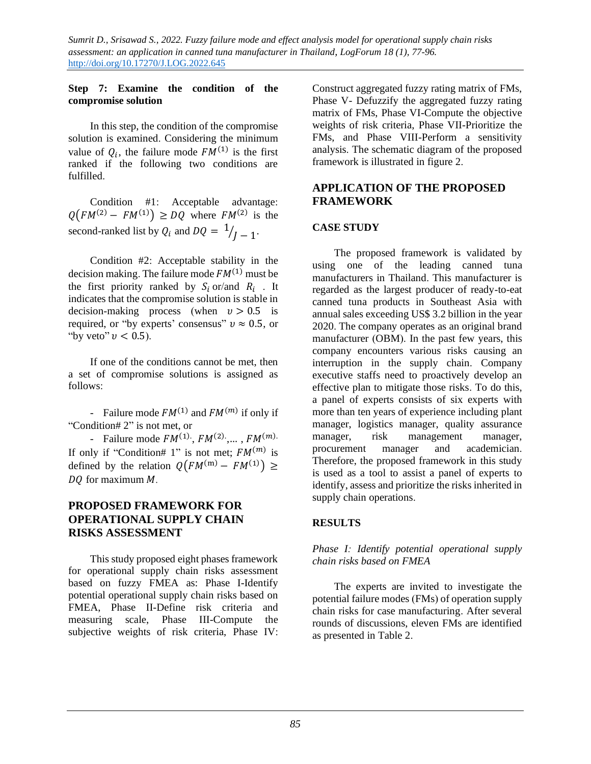**Step 7: Examine the condition of the compromise solution**

In this step, the condition of the compromise solution is examined. Considering the minimum value of $Q_i$, the failure mode $FM^{(1)}$ is the first ranked if the following two conditions are fulfilled.

Condition #1: Acceptable advantage: $Q\left(FM^{(2)} - FM^{(1)}\right) \geq DQ$ where $FM^{(2)}$ is the second-ranked list by $Q_i$ and $DQ = {}^{1}/_{J-1}$.

Condition #2: Acceptable stability in the decision making. The failure mode $FM^{(1)}$ must be the first priority ranked by $S_i$ or/and $R_i$ . It indicates that the compromise solution is stable in decision-making process (when $\upsilon > 0.5$ is required, or "by experts' consensus" $\upsilon \approx 0.5$, or "by veto" $\upsilon < 0.5$).

If one of the conditions cannot be met, then a set of compromise solutions is assigned as follows:

- Failure mode $FM^{(1)}$ and $FM^{(m)}$ if only if "Condition# 2" is not met, or
- Failure mode $FM^{(1)}, FM^{(2)}, \ldots, FM^{(m)}$. If only if "Condition# 1" is not met; $FM^{(m)}$ is defined by the relation $Q\left(FM^{(m)} - FM^{(1)}\right) \geq DQ$ for maximum $M$.

## PROPOSED FRAMEWORK FOR OPERATIONAL SUPPLY CHAIN RISKS ASSESSMENT

This study proposed eight phases framework for operational supply chain risks assessment based on fuzzy FMEA as: Phase I-Identify potential operational supply chain risks based on FMEA, Phase II-Define risk criteria and measuring scale, Phase III-Compute the subjective weights of risk criteria, Phase IV: Construct aggregated fuzzy rating matrix of FMs, Phase V- Defuzzify the aggregated fuzzy rating matrix of FMs, Phase VI-Compute the objective weights of risk criteria, Phase VII-Prioritize the FMs, and Phase VIII-Perform a sensitivity analysis. The schematic diagram of the proposed framework is illustrated in figure 2.

## APPLICATION OF THE PROPOSED FRAMEWORK

### CASE STUDY

The proposed framework is validated by using one of the leading canned tuna manufacturers in Thailand. This manufacturer is regarded as the largest producer of ready-to-eat canned tuna products in Southeast Asia with annual sales exceeding US$ 3.2 billion in the year 2020. The company operates as an original brand manufacturer (OBM). In the past few years, this company encounters various risks causing an interruption in the supply chain. Company executive staffs need to proactively develop an effective plan to mitigate those risks. To do this, a panel of experts consists of six experts with more than ten years of experience including plant manager, logistics manager, quality assurance manager, risk management manager, procurement manager and academician. Therefore, the proposed framework in this study is used as a tool to assist a panel of experts to identify, assess and prioritize the risks inherited in supply chain operations.

## RESULTS

*Phase I: Identify potential operational supply chain risks based on FMEA*

The experts are invited to investigate the potential failure modes (FMs) of operation supply chain risks for case manufacturing. After several rounds of discussions, eleven FMs are identified as presented in Table 2.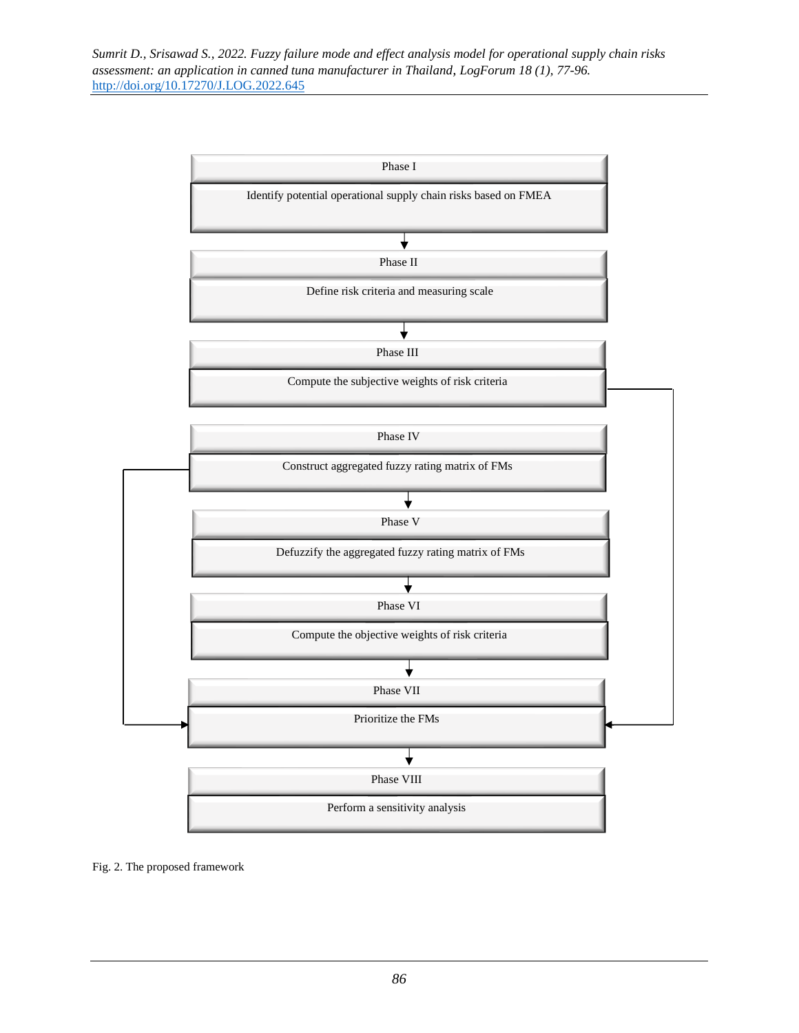Phase I

Identify potential operational supply chain risks based on FMEA

Phase II

Define risk criteria and measuring scale

Phase III

Compute the subjective weights of risk criteria

Phase IV

Construct aggregated fuzzy rating matrix of FMs

Phase V

Defuzzify the aggregated fuzzy rating matrix of FMs

Phase VI

Compute the objective weights of risk criteria

Phase VII

Prioritize the FMs

Phase VIII

Perform a sensitivity analysis

Fig. 2. The proposed framework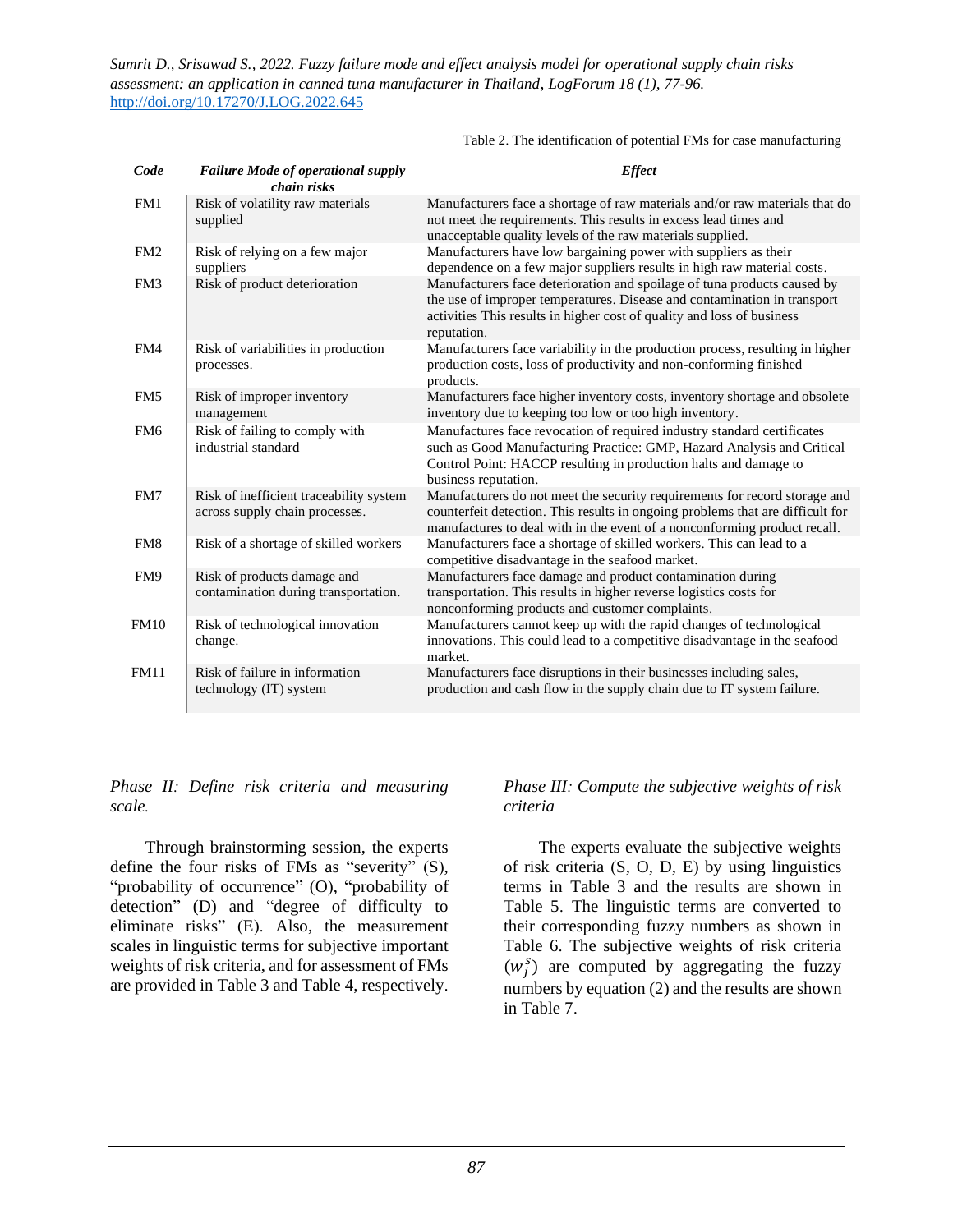Table 2. The identification of potential FMs for case manufacturing

| *Code* | *Failure Mode of operational supply chain risks* | *Effect* |
|---|---|---|
| FM1 | Risk of volatility raw materials supplied | Manufacturers face a shortage of raw materials and/or raw materials that do not meet the requirements. This results in excess lead times and unacceptable quality levels of the raw materials supplied. |
| FM2 | Risk of relying on a few major suppliers | Manufacturers have low bargaining power with suppliers as their dependence on a few major suppliers results in high raw material costs. |
| FM3 | Risk of product deterioration | Manufacturers face deterioration and spoilage of tuna products caused by the use of improper temperatures. Disease and contamination in transport activities This results in higher cost of quality and loss of business reputation. |
| FM4 | Risk of variabilities in production processes. | Manufacturers face variability in the production process, resulting in higher production costs, loss of productivity and non-conforming finished products. |
| FM5 | Risk of improper inventory management | Manufacturers face higher inventory costs, inventory shortage and obsolete inventory due to keeping too low or too high inventory. |
| FM6 | Risk of failing to comply with industrial standard | Manufactures face revocation of required industry standard certificates such as Good Manufacturing Practice: GMP, Hazard Analysis and Critical Control Point: HACCP resulting in production halts and damage to business reputation. |
| FM7 | Risk of inefficient traceability system across supply chain processes. | Manufacturers do not meet the security requirements for record storage and counterfeit detection. This results in ongoing problems that are difficult for manufactures to deal with in the event of a nonconforming product recall. |
| FM8 | Risk of a shortage of skilled workers | Manufacturers face a shortage of skilled workers. This can lead to a competitive disadvantage in the seafood market. |
| FM9 | Risk of products damage and contamination during transportation. | Manufacturers face damage and product contamination during transportation. This results in higher reverse logistics costs for nonconforming products and customer complaints. |
| FM10 | Risk of technological innovation change. | Manufacturers cannot keep up with the rapid changes of technological innovations. This could lead to a competitive disadvantage in the seafood market. |
| FM11 | Risk of failure in information technology (IT) system | Manufacturers face disruptions in their businesses including sales, production and cash flow in the supply chain due to IT system failure. |

*Phase II: Define risk criteria and measuring scale.*

Through brainstorming session, the experts define the four risks of FMs as "severity" (S), "probability of occurrence" (O), "probability of detection" (D) and "degree of difficulty to eliminate risks" (E). Also, the measurement scales in linguistic terms for subjective important weights of risk criteria, and for assessment of FMs are provided in Table 3 and Table 4, respectively.

*Phase III: Compute the subjective weights of risk criteria*

The experts evaluate the subjective weights of risk criteria (S, O, D, E) by using linguistics terms in Table 3 and the results are shown in Table 5. The linguistic terms are converted to their corresponding fuzzy numbers as shown in Table 6. The subjective weights of risk criteria ($w_j^s$) are computed by aggregating the fuzzy numbers by equation (2) and the results are shown in Table 7.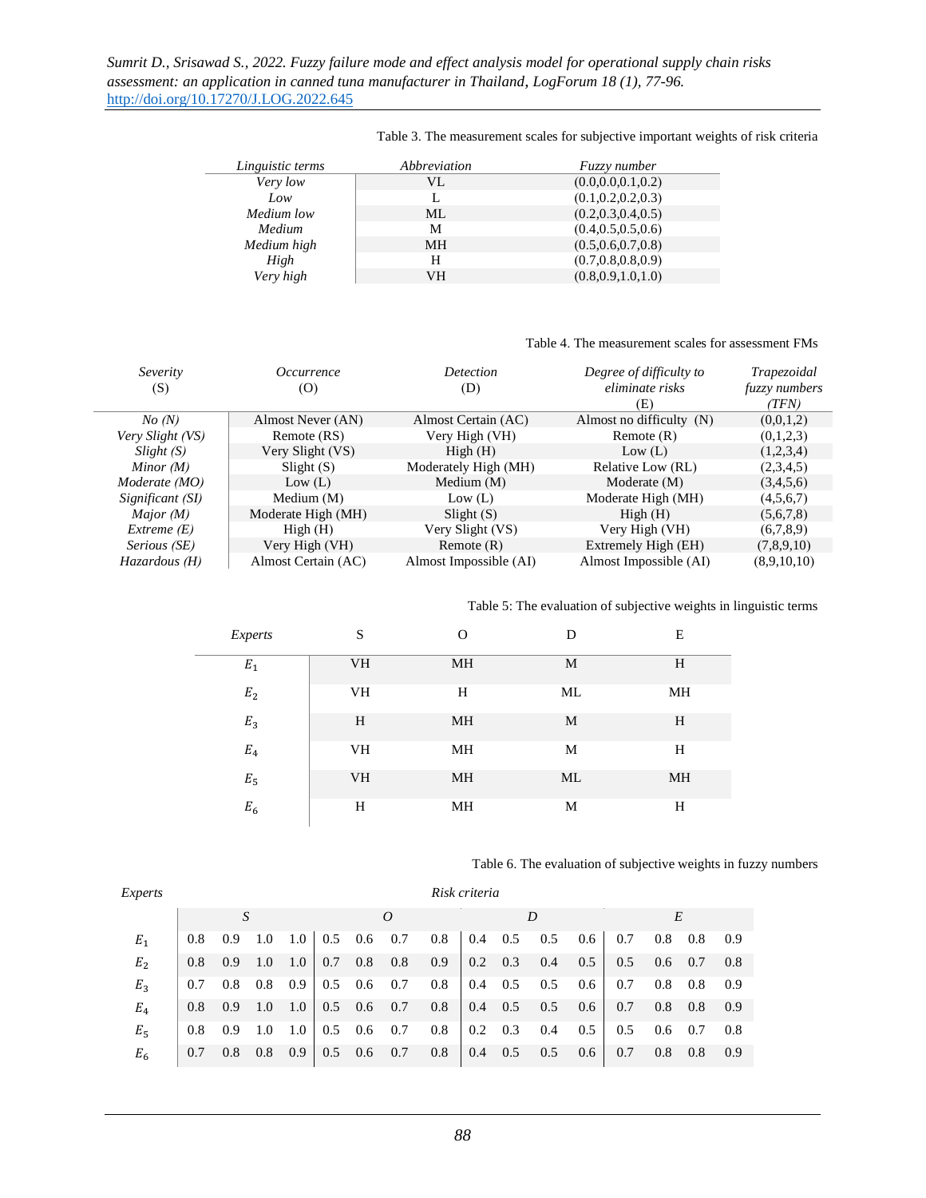Table 3. The measurement scales for subjective important weights of risk criteria

| *Linguistic terms* | *Abbreviation* | *Fuzzy number* |
|---|---|---|
| *Very low* | VL | (0.0,0.0,0.1,0.2) |
| *Low* | L | (0.1,0.2,0.2,0.3) |
| *Medium low* | ML | (0.2,0.3,0.4,0.5) |
| *Medium* | M | (0.4,0.5,0.5,0.6) |
| *Medium high* | MH | (0.5,0.6,0.7,0.8) |
| *High* | H | (0.7,0.8,0.8,0.9) |
| *Very high* | VH | (0.8,0.9,1.0,1.0) |

Table 4. The measurement scales for assessment FMs

| *Severity* (S) | *Occurrence* (O) | *Detection* (D) | *Degree of difficulty to eliminate risks* (E) | *Trapezoidal fuzzy numbers (TFN)* |
|---|---|---|---|---|
| *No (N)* | Almost Never (AN) | Almost Certain (AC) | Almost no difficulty (N) | (0,0,1,2) |
| *Very Slight (VS)* | Remote (RS) | Very High (VH) | Remote (R) | (0,1,2,3) |
| *Slight (S)* | Very Slight (VS) | High (H) | Low (L) | (1,2,3,4) |
| *Minor (M)* | Slight (S) | Moderately High (MH) | Relative Low (RL) | (2,3,4,5) |
| *Moderate (MO)* | Low (L) | Medium (M) | Moderate (M) | (3,4,5,6) |
| *Significant (SI)* | Medium (M) | Low (L) | Moderate High (MH) | (4,5,6,7) |
| *Major (M)* | Moderate High (MH) | Slight (S) | High (H) | (5,6,7,8) |
| *Extreme (E)* | High (H) | Very Slight (VS) | Very High (VH) | (6,7,8,9) |
| *Serious (SE)* | Very High (VH) | Remote (R) | Extremely High (EH) | (7,8,9,10) |
| *Hazardous (H)* | Almost Certain (AC) | Almost Impossible (AI) | Almost Impossible (AI) | (8,9,10,10) |

Table 5: The evaluation of subjective weights in linguistic terms

| *Experts* | S | O | D | E |
|---|---|---|---|---|
| $E_1$ | VH | MH | M | H |
| $E_2$ | VH | H | ML | MH |
| $E_3$ | H | MH | M | H |
| $E_4$ | VH | MH | M | H |
| $E_5$ | VH | MH | ML | MH |
| $E_6$ | H | MH | M | H |

Table 6. The evaluation of subjective weights in fuzzy numbers

| *Experts* | *Risk criteria* | | | | | | | | | | | | | | | |
|---|---|---|---|---|---|---|---|---|---|---|---|---|---|---|---|---|
| | *S* | | | | *O* | | | | *D* | | | | *E* | | | |
| $E_1$ | 0.8 | 0.9 | 1.0 | 1.0 | 0.5 | 0.6 | 0.7 | 0.8 | 0.4 | 0.5 | 0.5 | 0.6 | 0.7 | 0.8 | 0.8 | 0.9 |
| $E_2$ | 0.8 | 0.9 | 1.0 | 1.0 | 0.7 | 0.8 | 0.8 | 0.9 | 0.2 | 0.3 | 0.4 | 0.5 | 0.5 | 0.6 | 0.7 | 0.8 |
| $E_3$ | 0.7 | 0.8 | 0.8 | 0.9 | 0.5 | 0.6 | 0.7 | 0.8 | 0.4 | 0.5 | 0.5 | 0.6 | 0.7 | 0.8 | 0.8 | 0.9 |
| $E_4$ | 0.8 | 0.9 | 1.0 | 1.0 | 0.5 | 0.6 | 0.7 | 0.8 | 0.4 | 0.5 | 0.5 | 0.6 | 0.7 | 0.8 | 0.8 | 0.9 |
| $E_5$ | 0.8 | 0.9 | 1.0 | 1.0 | 0.5 | 0.6 | 0.7 | 0.8 | 0.2 | 0.3 | 0.4 | 0.5 | 0.5 | 0.6 | 0.7 | 0.8 |
| $E_6$ | 0.7 | 0.8 | 0.8 | 0.9 | 0.5 | 0.6 | 0.7 | 0.8 | 0.4 | 0.5 | 0.5 | 0.6 | 0.7 | 0.8 | 0.8 | 0.9 |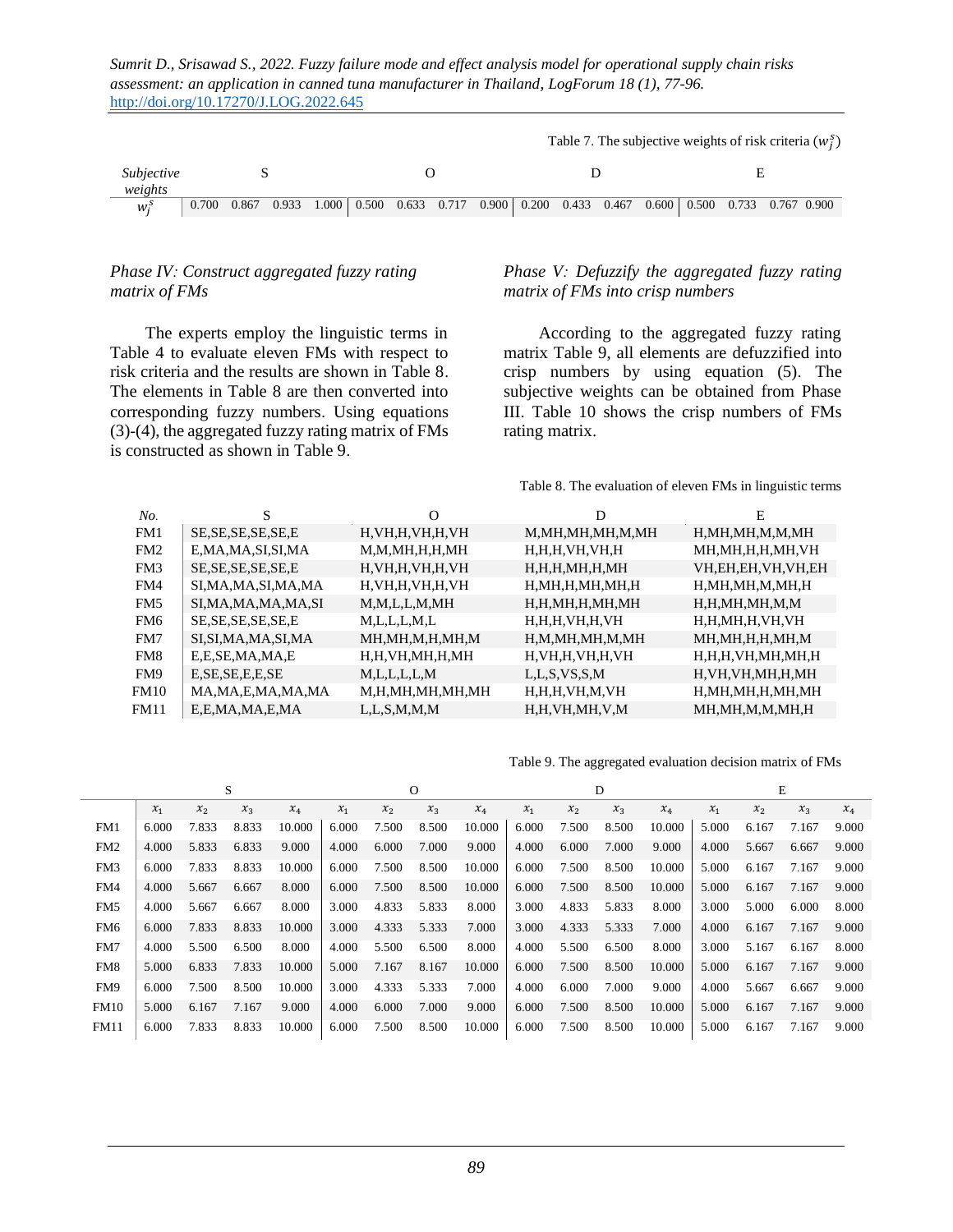Table 7. The subjective weights of risk criteria ($w_j^s$)

| Subjective weights | S | | | | O | | | | D | | | | E | | | |
|---|---|---|---|---|---|---|---|---|---|---|---|---|---|---|---|---|
| $w_j^s$ | 0.700 | 0.867 | 0.933 | 1.000 | 0.500 | 0.633 | 0.717 | 0.900 | 0.200 | 0.433 | 0.467 | 0.600 | 0.500 | 0.733 | 0.767 | 0.900 |

*Phase IV: Construct aggregated fuzzy rating matrix of FMs*

The experts employ the linguistic terms in Table 4 to evaluate eleven FMs with respect to risk criteria and the results are shown in Table 8. The elements in Table 8 are then converted into corresponding fuzzy numbers. Using equations (3)-(4), the aggregated fuzzy rating matrix of FMs is constructed as shown in Table 9.

*Phase V: Defuzzify the aggregated fuzzy rating matrix of FMs into crisp numbers*

According to the aggregated fuzzy rating matrix Table 9, all elements are defuzzified into crisp numbers by using equation (5). The subjective weights can be obtained from Phase III. Table 10 shows the crisp numbers of FMs rating matrix.

Table 8. The evaluation of eleven FMs in linguistic terms

| No. | S | O | D | E |
|---|---|---|---|---|
| FM1 | SE,SE,SE,SE,SE,E | H,VH,H,VH,H,VH | M,MH,MH,MH,M,MH | H,MH,MH,M,M,MH |
| FM2 | E,MA,MA,SI,SI,MA | M,M,MH,H,H,MH | H,H,H,VH,VH,H | MH,MH,H,H,MH,VH |
| FM3 | SE,SE,SE,SE,SE,E | H,VH,H,VH,H,VH | H,H,H,MH,H,MH | VH,EH,EH,VH,VH,EH |
| FM4 | SI,MA,MA,SI,MA,MA | H,VH,H,VH,H,VH | H,MH,H,MH,MH,H | H,MH,MH,M,MH,H |
| FM5 | SI,MA,MA,MA,MA,SI | M,M,L,L,M,MH | H,H,MH,H,MH,MH | H,H,MH,MH,M,M |
| FM6 | SE,SE,SE,SE,SE,E | M,L,L,L,M,L | H,H,H,VH,H,VH | H,H,MH,H,VH,VH |
| FM7 | SI,SI,MA,MA,SI,MA | MH,MH,M,H,MH,M | H,M,MH,MH,M,MH | MH,MH,H,H,MH,M |
| FM8 | E,E,SE,MA,MA,E | H,H,VH,MH,H,MH | H,VH,H,VH,H,VH | H,H,H,VH,MH,MH,H |
| FM9 | E,SE,SE,E,E,SE | M,L,L,L,L,M | L,L,S,VS,S,M | H,VH,VH,MH,H,MH |
| FM10 | MA,MA,E,MA,MA,MA | M,H,MH,MH,MH,MH | H,H,H,VH,M,VH | H,MH,MH,H,MH,MH |
| FM11 | E,E,MA,MA,E,MA | L,L,S,M,M,M | H,H,VH,MH,V,M | MH,MH,M,M,MH,H |

Table 9. The aggregated evaluation decision matrix of FMs

| | S | | | | O | | | | D | | | | E | | | |
|---|---|---|---|---|---|---|---|---|---|---|---|---|---|---|---|---|
| | $x_1$ | $x_2$ | $x_3$ | $x_4$ | $x_1$ | $x_2$ | $x_3$ | $x_4$ | $x_1$ | $x_2$ | $x_3$ | $x_4$ | $x_1$ | $x_2$ | $x_3$ | $x_4$ |
| FM1 | 6.000 | 7.833 | 8.833 | 10.000 | 6.000 | 7.500 | 8.500 | 10.000 | 6.000 | 7.500 | 8.500 | 10.000 | 5.000 | 6.167 | 7.167 | 9.000 |
| FM2 | 4.000 | 5.833 | 6.833 | 9.000 | 4.000 | 6.000 | 7.000 | 9.000 | 4.000 | 6.000 | 7.000 | 9.000 | 4.000 | 5.667 | 6.667 | 9.000 |
| FM3 | 6.000 | 7.833 | 8.833 | 10.000 | 6.000 | 7.500 | 8.500 | 10.000 | 6.000 | 7.500 | 8.500 | 10.000 | 5.000 | 6.167 | 7.167 | 9.000 |
| FM4 | 4.000 | 5.667 | 6.667 | 8.000 | 6.000 | 7.500 | 8.500 | 10.000 | 6.000 | 7.500 | 8.500 | 10.000 | 5.000 | 6.167 | 7.167 | 9.000 |
| FM5 | 4.000 | 5.667 | 6.667 | 8.000 | 3.000 | 4.833 | 5.833 | 8.000 | 3.000 | 4.833 | 5.833 | 8.000 | 3.000 | 5.000 | 6.000 | 8.000 |
| FM6 | 6.000 | 7.833 | 8.833 | 10.000 | 3.000 | 4.333 | 5.333 | 7.000 | 3.000 | 4.333 | 5.333 | 7.000 | 4.000 | 6.167 | 7.167 | 9.000 |
| FM7 | 4.000 | 5.500 | 6.500 | 8.000 | 4.000 | 5.500 | 6.500 | 8.000 | 4.000 | 5.500 | 6.500 | 8.000 | 3.000 | 5.167 | 6.167 | 8.000 |
| FM8 | 5.000 | 6.833 | 7.833 | 10.000 | 5.000 | 7.167 | 8.167 | 10.000 | 6.000 | 7.500 | 8.500 | 10.000 | 5.000 | 6.167 | 7.167 | 9.000 |
| FM9 | 6.000 | 7.500 | 8.500 | 10.000 | 3.000 | 4.333 | 5.333 | 7.000 | 4.000 | 6.000 | 7.000 | 9.000 | 4.000 | 5.667 | 6.667 | 9.000 |
| FM10 | 5.000 | 6.167 | 7.167 | 9.000 | 4.000 | 6.000 | 7.000 | 9.000 | 6.000 | 7.500 | 8.500 | 10.000 | 5.000 | 6.167 | 7.167 | 9.000 |
| FM11 | 6.000 | 7.833 | 8.833 | 10.000 | 6.000 | 7.500 | 8.500 | 10.000 | 6.000 | 7.500 | 8.500 | 10.000 | 5.000 | 6.167 | 7.167 | 9.000 |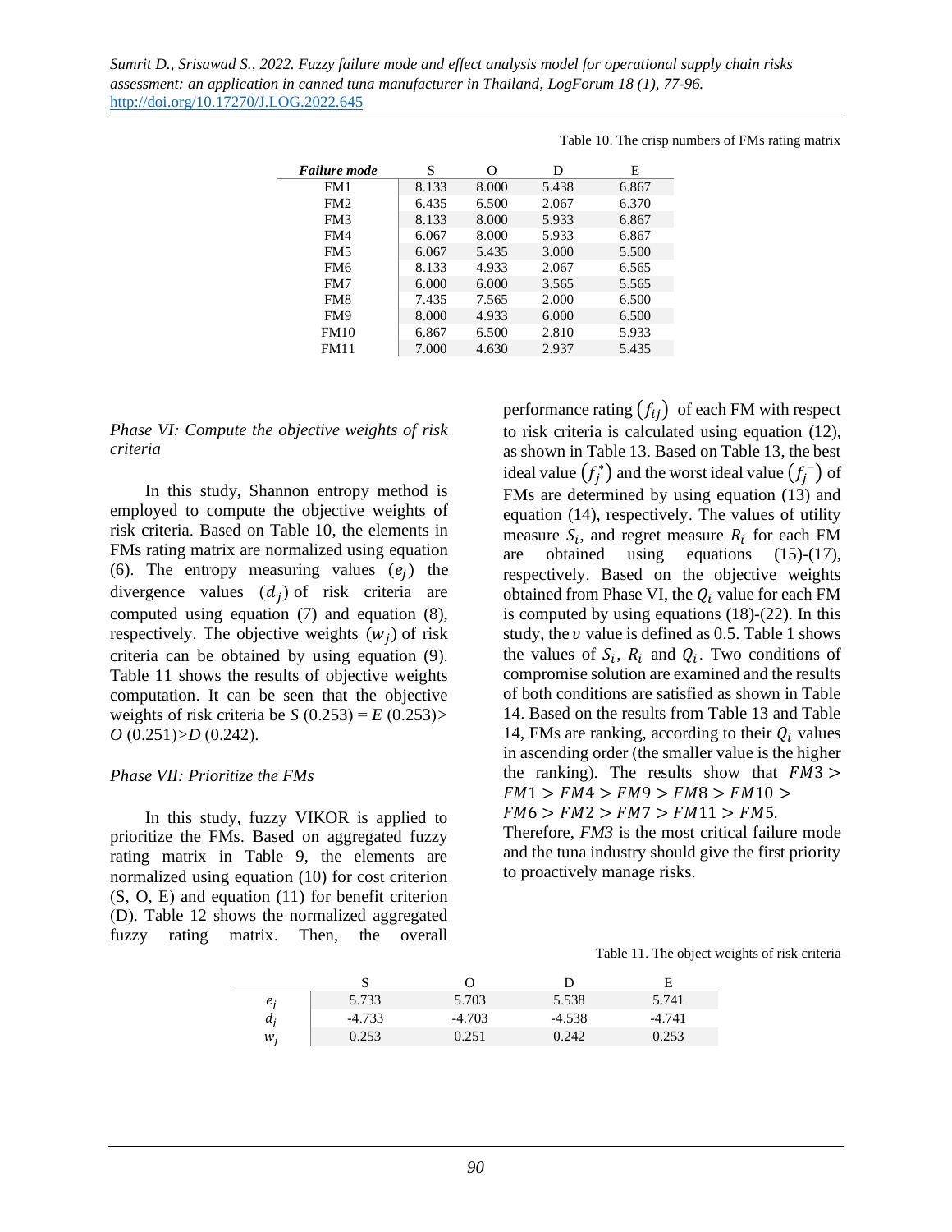Table 10. The crisp numbers of FMs rating matrix

| *Failure mode* | S | O | D | E |
|---|---|---|---|---|
| FM1 | 8.133 | 8.000 | 5.438 | 6.867 |
| FM2 | 6.435 | 6.500 | 2.067 | 6.370 |
| FM3 | 8.133 | 8.000 | 5.933 | 6.867 |
| FM4 | 6.067 | 8.000 | 5.933 | 6.867 |
| FM5 | 6.067 | 5.435 | 3.000 | 5.500 |
| FM6 | 8.133 | 4.933 | 2.067 | 6.565 |
| FM7 | 6.000 | 6.000 | 3.565 | 5.565 |
| FM8 | 7.435 | 7.565 | 2.000 | 6.500 |
| FM9 | 8.000 | 4.933 | 6.000 | 6.500 |
| FM10 | 6.867 | 6.500 | 2.810 | 5.933 |
| FM11 | 7.000 | 4.630 | 2.937 | 5.435 |

*Phase VI: Compute the objective weights of risk criteria*

In this study, Shannon entropy method is employed to compute the objective weights of risk criteria. Based on Table 10, the elements in FMs rating matrix are normalized using equation (6). The entropy measuring values $(e_j)$ the divergence values $(d_j)$ of risk criteria are computed using equation (7) and equation (8), respectively. The objective weights $(w_j)$ of risk criteria can be obtained by using equation (9). Table 11 shows the results of objective weights computation. It can be seen that the objective weights of risk criteria be *S* (0.253) = *E* (0.253)> *O* (0.251)>*D* (0.242).

*Phase VII: Prioritize the FMs*

In this study, fuzzy VIKOR is applied to prioritize the FMs. Based on aggregated fuzzy rating matrix in Table 9, the elements are normalized using equation (10) for cost criterion (S, O, E) and equation (11) for benefit criterion (D). Table 12 shows the normalized aggregated fuzzy rating matrix. Then, the overall performance rating $(f_{ij})$ of each FM with respect to risk criteria is calculated using equation (12), as shown in Table 13. Based on Table 13, the best ideal value $(f_j^*)$ and the worst ideal value $(f_j^-)$ of FMs are determined by using equation (13) and equation (14), respectively. The values of utility measure $S_i$, and regret measure $R_i$ for each FM are obtained using equations (15)-(17), respectively. Based on the objective weights obtained from Phase VI, the $Q_i$ value for each FM is computed by using equations (18)-(22). In this study, the $\upsilon$ value is defined as 0.5. Table 1 shows the values of $S_i$, $R_i$ and $Q_i$. Two conditions of compromise solution are examined and the results of both conditions are satisfied as shown in Table 14. Based on the results from Table 13 and Table 14, FMs are ranking, according to their $Q_i$ values in ascending order (the smaller value is the higher the ranking). The results show that $FM3 > FM1 > FM4 > FM9 > FM8 > FM10 > FM6 > FM2 > FM7 > FM11 > FM5$.
Therefore, *FM3* is the most critical failure mode and the tuna industry should give the first priority to proactively manage risks.

Table 11. The object weights of risk criteria

| | S | O | D | E |
|---|---|---|---|---|
| $e_j$ | 5.733 | 5.703 | 5.538 | 5.741 |
| $d_j$ | -4.733 | -4.703 | -4.538 | -4.741 |
| $w_j$ | 0.253 | 0.251 | 0.242 | 0.253 |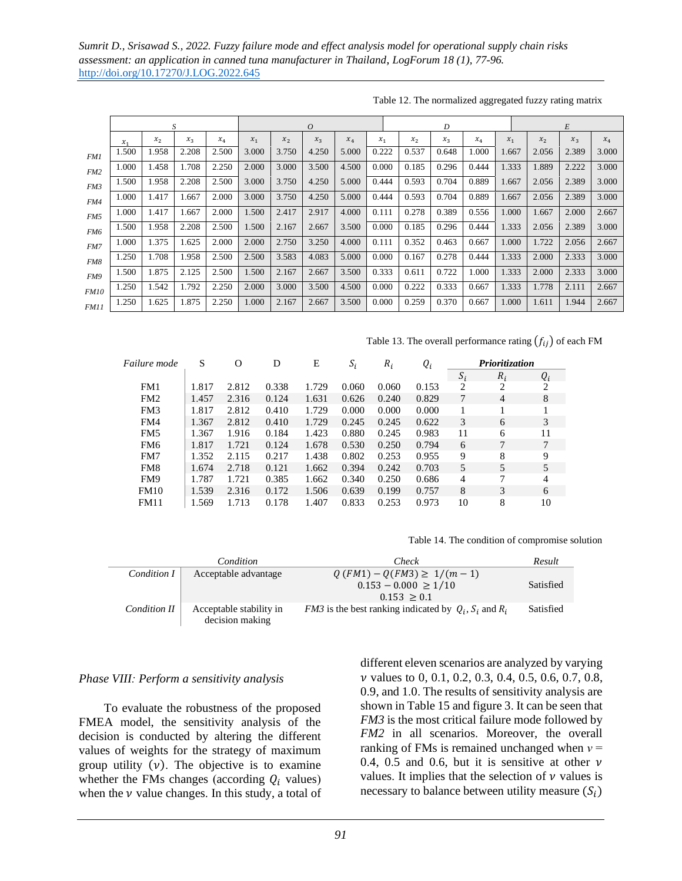Table 12. The normalized aggregated fuzzy rating matrix

| | S | | | | O | | | | D | | | | E | | | |
|---|---|---|---|---|---|---|---|---|---|---|---|---|---|---|---|---|
| | $x_1$ | $x_2$ | $x_3$ | $x_4$ | $x_1$ | $x_2$ | $x_3$ | $x_4$ | $x_1$ | $x_2$ | $x_3$ | $x_4$ | $x_1$ | $x_2$ | $x_3$ | $x_4$ |
| *FM1* | 1.500 | 1.958 | 2.208 | 2.500 | 3.000 | 3.750 | 4.250 | 5.000 | 0.222 | 0.537 | 0.648 | 1.000 | 1.667 | 2.056 | 2.389 | 3.000 |
| *FM2* | 1.000 | 1.458 | 1.708 | 2.250 | 2.000 | 3.000 | 3.500 | 4.500 | 0.000 | 0.185 | 0.296 | 0.444 | 1.333 | 1.889 | 2.222 | 3.000 |
| *FM3* | 1.500 | 1.958 | 2.208 | 2.500 | 3.000 | 3.750 | 4.250 | 5.000 | 0.444 | 0.593 | 0.704 | 0.889 | 1.667 | 2.056 | 2.389 | 3.000 |
| *FM4* | 1.000 | 1.417 | 1.667 | 2.000 | 3.000 | 3.750 | 4.250 | 5.000 | 0.444 | 0.593 | 0.704 | 0.889 | 1.667 | 2.056 | 2.389 | 3.000 |
| *FM5* | 1.000 | 1.417 | 1.667 | 2.000 | 1.500 | 2.417 | 2.917 | 4.000 | 0.111 | 0.278 | 0.389 | 0.556 | 1.000 | 1.667 | 2.000 | 2.667 |
| *FM6* | 1.500 | 1.958 | 2.208 | 2.500 | 1.500 | 2.167 | 2.667 | 3.500 | 0.000 | 0.185 | 0.296 | 0.444 | 1.333 | 2.056 | 2.389 | 3.000 |
| *FM7* | 1.000 | 1.375 | 1.625 | 2.000 | 2.000 | 2.750 | 3.250 | 4.000 | 0.111 | 0.352 | 0.463 | 0.667 | 1.000 | 1.722 | 2.056 | 2.667 |
| *FM8* | 1.250 | 1.708 | 1.958 | 2.500 | 2.500 | 3.583 | 4.083 | 5.000 | 0.000 | 0.167 | 0.278 | 0.444 | 1.333 | 2.000 | 2.333 | 3.000 |
| *FM9* | 1.500 | 1.875 | 2.125 | 2.500 | 1.500 | 2.167 | 2.667 | 3.500 | 0.333 | 0.611 | 0.722 | 1.000 | 1.333 | 2.000 | 2.333 | 3.000 |
| *FM10* | 1.250 | 1.542 | 1.792 | 2.250 | 2.000 | 3.000 | 3.500 | 4.500 | 0.000 | 0.222 | 0.333 | 0.667 | 1.333 | 1.778 | 2.111 | 2.667 |
| *FM11* | 1.250 | 1.625 | 1.875 | 2.250 | 1.000 | 2.167 | 2.667 | 3.500 | 0.000 | 0.259 | 0.370 | 0.667 | 1.000 | 1.611 | 1.944 | 2.667 |

Table 13. The overall performance rating $(f_{ij})$ of each FM

| *Failure mode* | S | O | D | E | $S_i$ | $R_i$ | $Q_i$ | ***Prioritization*** | | |
|---|---|---|---|---|---|---|---|---|---|---|
| | | | | | | | | $S_i$ | $R_i$ | $Q_i$ |
| FM1 | 1.817 | 2.812 | 0.338 | 1.729 | 0.060 | 0.060 | 0.153 | 2 | 2 | 2 |
| FM2 | 1.457 | 2.316 | 0.124 | 1.631 | 0.626 | 0.240 | 0.829 | 7 | 4 | 8 |
| FM3 | 1.817 | 2.812 | 0.410 | 1.729 | 0.000 | 0.000 | 0.000 | 1 | 1 | 1 |
| FM4 | 1.367 | 2.812 | 0.410 | 1.729 | 0.245 | 0.245 | 0.622 | 3 | 6 | 3 |
| FM5 | 1.367 | 1.916 | 0.184 | 1.423 | 0.880 | 0.245 | 0.983 | 11 | 6 | 11 |
| FM6 | 1.817 | 1.721 | 0.124 | 1.678 | 0.530 | 0.250 | 0.794 | 6 | 7 | 7 |
| FM7 | 1.352 | 2.115 | 0.217 | 1.438 | 0.802 | 0.253 | 0.955 | 9 | 8 | 9 |
| FM8 | 1.674 | 2.718 | 0.121 | 1.662 | 0.394 | 0.242 | 0.703 | 5 | 5 | 5 |
| FM9 | 1.787 | 1.721 | 0.385 | 1.662 | 0.340 | 0.250 | 0.686 | 4 | 7 | 4 |
| FM10 | 1.539 | 2.316 | 0.172 | 1.506 | 0.639 | 0.199 | 0.757 | 8 | 3 | 6 |
| FM11 | 1.569 | 1.713 | 0.178 | 1.407 | 0.833 | 0.253 | 0.973 | 10 | 8 | 10 |

Table 14. The condition of compromise solution

| | *Condition* | *Check* | *Result* |
|---|---|---|---|
| *Condition I* | Acceptable advantage | $Q\,(FM1) - Q(FM3) \geq 1/(m-1)$<br>$0.153 - 0.000 \geq 1/10$<br>$0.153 \geq 0.1$ | Satisfied |
| *Condition II* | Acceptable stability in decision making | *FM3* is the best ranking indicated by $Q_i$, $S_i$ and $R_i$ | Satisfied |

*Phase VIII: Perform a sensitivity analysis*

To evaluate the robustness of the proposed FMEA model, the sensitivity analysis of the decision is conducted by altering the different values of weights for the strategy of maximum group utility ($v$). The objective is to examine whether the FMs changes (according $Q_i$ values) when the $v$ value changes. In this study, a total of different eleven scenarios are analyzed by varying $v$ values to 0, 0.1, 0.2, 0.3, 0.4, 0.5, 0.6, 0.7, 0.8, 0.9, and 1.0. The results of sensitivity analysis are shown in Table 15 and figure 3. It can be seen that *FM3* is the most critical failure mode followed by *FM2* in all scenarios. Moreover, the overall ranking of FMs is remained unchanged when $v$ = 0.4, 0.5 and 0.6, but it is sensitive at other $v$ values. It implies that the selection of $v$ values is necessary to balance between utility measure ($S_i$)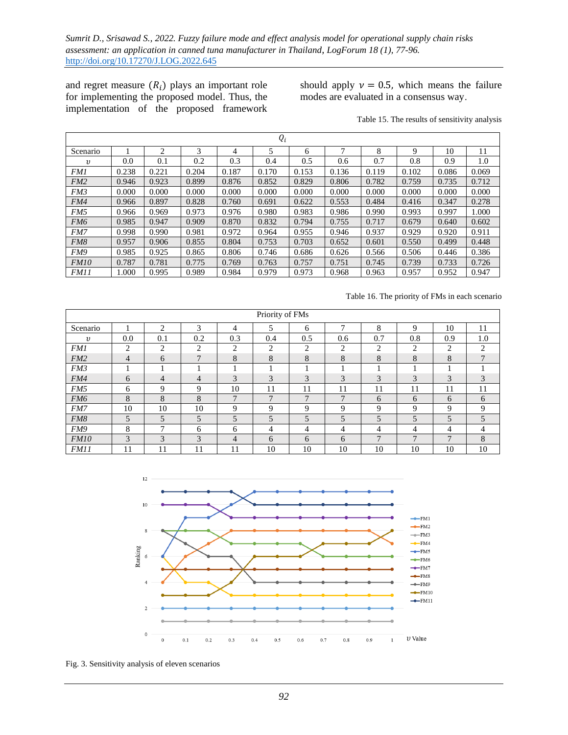and regret measure ($R_i$) plays an important role for implementing the proposed model. Thus, the implementation of the proposed framework should apply $\nu = 0.5$, which means the failure modes are evaluated in a consensus way.

Table 15. The results of sensitivity analysis

| $Q_i$ | | | | | | | | | | | |
|---|---|---|---|---|---|---|---|---|---|---|---|
| Scenario | 1 | 2 | 3 | 4 | 5 | 6 | 7 | 8 | 9 | 10 | 11 |
| $\upsilon$ | 0.0 | 0.1 | 0.2 | 0.3 | 0.4 | 0.5 | 0.6 | 0.7 | 0.8 | 0.9 | 1.0 |
| *FM1* | 0.238 | 0.221 | 0.204 | 0.187 | 0.170 | 0.153 | 0.136 | 0.119 | 0.102 | 0.086 | 0.069 |
| *FM2* | 0.946 | 0.923 | 0.899 | 0.876 | 0.852 | 0.829 | 0.806 | 0.782 | 0.759 | 0.735 | 0.712 |
| *FM3* | 0.000 | 0.000 | 0.000 | 0.000 | 0.000 | 0.000 | 0.000 | 0.000 | 0.000 | 0.000 | 0.000 |
| *FM4* | 0.966 | 0.897 | 0.828 | 0.760 | 0.691 | 0.622 | 0.553 | 0.484 | 0.416 | 0.347 | 0.278 |
| *FM5* | 0.966 | 0.969 | 0.973 | 0.976 | 0.980 | 0.983 | 0.986 | 0.990 | 0.993 | 0.997 | 1.000 |
| *FM6* | 0.985 | 0.947 | 0.909 | 0.870 | 0.832 | 0.794 | 0.755 | 0.717 | 0.679 | 0.640 | 0.602 |
| *FM7* | 0.998 | 0.990 | 0.981 | 0.972 | 0.964 | 0.955 | 0.946 | 0.937 | 0.929 | 0.920 | 0.911 |
| *FM8* | 0.957 | 0.906 | 0.855 | 0.804 | 0.753 | 0.703 | 0.652 | 0.601 | 0.550 | 0.499 | 0.448 |
| *FM9* | 0.985 | 0.925 | 0.865 | 0.806 | 0.746 | 0.686 | 0.626 | 0.566 | 0.506 | 0.446 | 0.386 |
| *FM10* | 0.787 | 0.781 | 0.775 | 0.769 | 0.763 | 0.757 | 0.751 | 0.745 | 0.739 | 0.733 | 0.726 |
| *FM11* | 1.000 | 0.995 | 0.989 | 0.984 | 0.979 | 0.973 | 0.968 | 0.963 | 0.957 | 0.952 | 0.947 |

Table 16. The priority of FMs in each scenario

| Priority of FMs | | | | | | | | | | | |
|---|---|---|---|---|---|---|---|---|---|---|---|
| Scenario | 1 | 2 | 3 | 4 | 5 | 6 | 7 | 8 | 9 | 10 | 11 |
| $\upsilon$ | 0.0 | 0.1 | 0.2 | 0.3 | 0.4 | 0.5 | 0.6 | 0.7 | 0.8 | 0.9 | 1.0 |
| *FM1* | 2 | 2 | 2 | 2 | 2 | 2 | 2 | 2 | 2 | 2 | 2 |
| *FM2* | 4 | 6 | 7 | 8 | 8 | 8 | 8 | 8 | 8 | 8 | 7 |
| *FM3* | 1 | 1 | 1 | 1 | 1 | 1 | 1 | 1 | 1 | 1 | 1 |
| *FM4* | 6 | 4 | 4 | 3 | 3 | 3 | 3 | 3 | 3 | 3 | 3 |
| *FM5* | 6 | 9 | 9 | 10 | 11 | 11 | 11 | 11 | 11 | 11 | 11 |
| *FM6* | 8 | 8 | 8 | 7 | 7 | 7 | 7 | 6 | 6 | 6 | 6 |
| *FM7* | 10 | 10 | 10 | 9 | 9 | 9 | 9 | 9 | 9 | 9 | 9 |
| *FM8* | 5 | 5 | 5 | 5 | 5 | 5 | 5 | 5 | 5 | 5 | 5 |
| *FM9* | 8 | 7 | 6 | 6 | 4 | 4 | 4 | 4 | 4 | 4 | 4 |
| *FM10* | 3 | 3 | 3 | 4 | 6 | 6 | 6 | 7 | 7 | 7 | 8 |
| *FM11* | 11 | 11 | 11 | 11 | 10 | 10 | 10 | 10 | 10 | 10 | 10 |

Fig. 3. Sensitivity analysis of eleven scenarios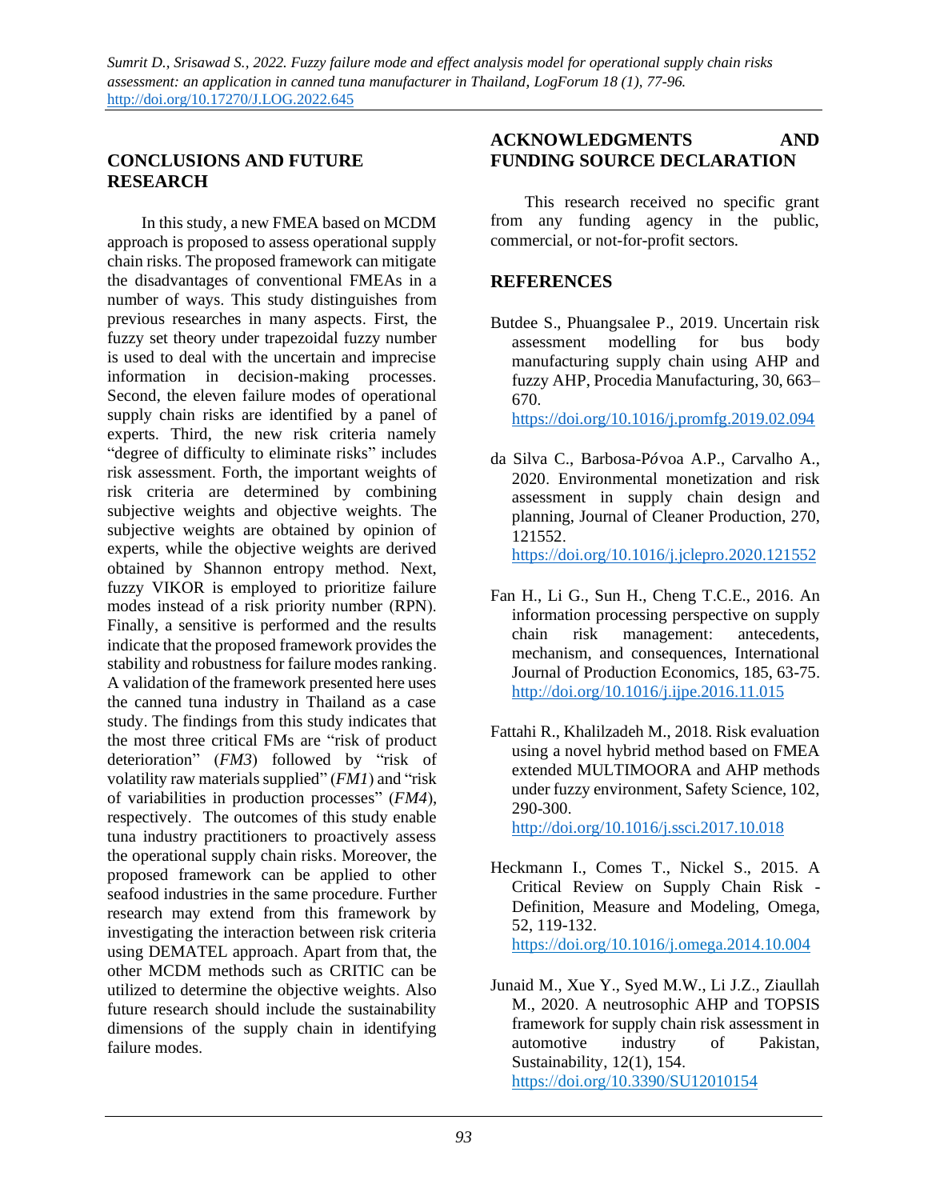## CONCLUSIONS AND FUTURE RESEARCH

In this study, a new FMEA based on MCDM approach is proposed to assess operational supply chain risks. The proposed framework can mitigate the disadvantages of conventional FMEAs in a number of ways. This study distinguishes from previous researches in many aspects. First, the fuzzy set theory under trapezoidal fuzzy number is used to deal with the uncertain and imprecise information in decision-making processes. Second, the eleven failure modes of operational supply chain risks are identified by a panel of experts. Third, the new risk criteria namely "degree of difficulty to eliminate risks" includes risk assessment. Forth, the important weights of risk criteria are determined by combining subjective weights and objective weights. The subjective weights are obtained by opinion of experts, while the objective weights are derived obtained by Shannon entropy method. Next, fuzzy VIKOR is employed to prioritize failure modes instead of a risk priority number (RPN). Finally, a sensitive is performed and the results indicate that the proposed framework provides the stability and robustness for failure modes ranking. A validation of the framework presented here uses the canned tuna industry in Thailand as a case study. The findings from this study indicates that the most three critical FMs are "risk of product deterioration" (*FM3*) followed by "risk of volatility raw materials supplied" (*FM1*) and "risk of variabilities in production processes" (*FM4*), respectively. The outcomes of this study enable tuna industry practitioners to proactively assess the operational supply chain risks. Moreover, the proposed framework can be applied to other seafood industries in the same procedure. Further research may extend from this framework by investigating the interaction between risk criteria using DEMATEL approach. Apart from that, the other MCDM methods such as CRITIC can be utilized to determine the objective weights. Also future research should include the sustainability dimensions of the supply chain in identifying failure modes.

## ACKNOWLEDGMENTS AND FUNDING SOURCE DECLARATION

This research received no specific grant from any funding agency in the public, commercial, or not-for-profit sectors.

## REFERENCES

Butdee S., Phuangsalee P., 2019. Uncertain risk assessment modelling for bus body manufacturing supply chain using AHP and fuzzy AHP, Procedia Manufacturing, 30, 663–670. https://doi.org/10.1016/j.promfg.2019.02.094

da Silva C., Barbosa-Póvoa A.P., Carvalho A., 2020. Environmental monetization and risk assessment in supply chain design and planning, Journal of Cleaner Production, 270, 121552. https://doi.org/10.1016/j.jclepro.2020.121552

Fan H., Li G., Sun H., Cheng T.C.E., 2016. An information processing perspective on supply chain risk management: antecedents, mechanism, and consequences, International Journal of Production Economics, 185, 63-75. http://doi.org/10.1016/j.ijpe.2016.11.015

Fattahi R., Khalilzadeh M., 2018. Risk evaluation using a novel hybrid method based on FMEA extended MULTIMOORA and AHP methods under fuzzy environment, Safety Science, 102, 290-300. http://doi.org/10.1016/j.ssci.2017.10.018

Heckmann I., Comes T., Nickel S., 2015. A Critical Review on Supply Chain Risk - Definition, Measure and Modeling, Omega, 52, 119-132. https://doi.org/10.1016/j.omega.2014.10.004

Junaid M., Xue Y., Syed M.W., Li J.Z., Ziaullah M., 2020. A neutrosophic AHP and TOPSIS framework for supply chain risk assessment in automotive industry of Pakistan, Sustainability, 12(1), 154. https://doi.org/10.3390/SU12010154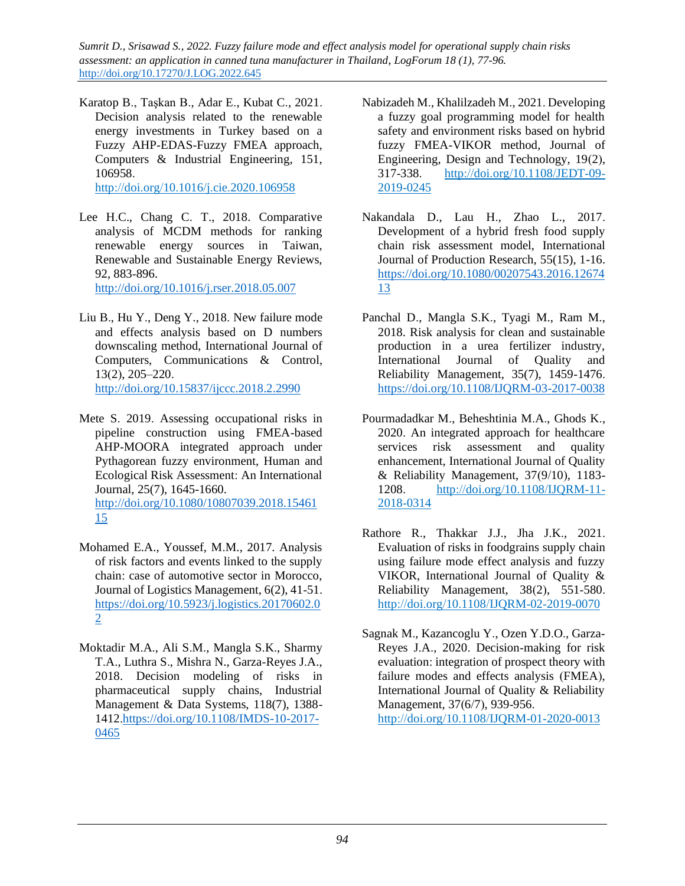Karatop B., Taşkan B., Adar E., Kubat C., 2021. Decision analysis related to the renewable energy investments in Turkey based on a Fuzzy AHP-EDAS-Fuzzy FMEA approach, Computers & Industrial Engineering, 151, 106958. http://doi.org/10.1016/j.cie.2020.106958

Lee H.C., Chang C. T., 2018. Comparative analysis of MCDM methods for ranking renewable energy sources in Taiwan, Renewable and Sustainable Energy Reviews, 92, 883-896. http://doi.org/10.1016/j.rser.2018.05.007

Liu B., Hu Y., Deng Y., 2018. New failure mode and effects analysis based on D numbers downscaling method, International Journal of Computers, Communications & Control, 13(2), 205–220. http://doi.org/10.15837/ijccc.2018.2.2990

Mete S. 2019. Assessing occupational risks in pipeline construction using FMEA-based AHP-MOORA integrated approach under Pythagorean fuzzy environment, Human and Ecological Risk Assessment: An International Journal, 25(7), 1645-1660. http://doi.org/10.1080/10807039.2018.1546115

Mohamed E.A., Youssef, M.M., 2017. Analysis of risk factors and events linked to the supply chain: case of automotive sector in Morocco, Journal of Logistics Management, 6(2), 41-51. https://doi.org/10.5923/j.logistics.20170602.02

Moktadir M.A., Ali S.M., Mangla S.K., Sharmy T.A., Luthra S., Mishra N., Garza-Reyes J.A., 2018. Decision modeling of risks in pharmaceutical supply chains, Industrial Management & Data Systems, 118(7), 1388-1412.https://doi.org/10.1108/IMDS-10-2017-0465

Nabizadeh M., Khalilzadeh M., 2021. Developing a fuzzy goal programming model for health safety and environment risks based on hybrid fuzzy FMEA-VIKOR method, Journal of Engineering, Design and Technology, 19(2), 317-338. http://doi.org/10.1108/JEDT-09-2019-0245

Nakandala D., Lau H., Zhao L., 2017. Development of a hybrid fresh food supply chain risk assessment model, International Journal of Production Research, 55(15), 1-16. https://doi.org/10.1080/00207543.2016.1267413

Panchal D., Mangla S.K., Tyagi M., Ram M., 2018. Risk analysis for clean and sustainable production in a urea fertilizer industry, International Journal of Quality and Reliability Management, 35(7), 1459-1476. https://doi.org/10.1108/IJQRM-03-2017-0038

Pourmadadkar M., Beheshtinia M.A., Ghods K., 2020. An integrated approach for healthcare services risk assessment and quality enhancement, International Journal of Quality & Reliability Management, 37(9/10), 1183-1208. http://doi.org/10.1108/IJQRM-11-2018-0314

Rathore R., Thakkar J.J., Jha J.K., 2021. Evaluation of risks in foodgrains supply chain using failure mode effect analysis and fuzzy VIKOR, International Journal of Quality & Reliability Management, 38(2), 551-580. http://doi.org/10.1108/IJQRM-02-2019-0070

Sagnak M., Kazancoglu Y., Ozen Y.D.O., Garza-Reyes J.A., 2020. Decision-making for risk evaluation: integration of prospect theory with failure modes and effects analysis (FMEA), International Journal of Quality & Reliability Management, 37(6/7), 939-956. http://doi.org/10.1108/IJQRM-01-2020-0013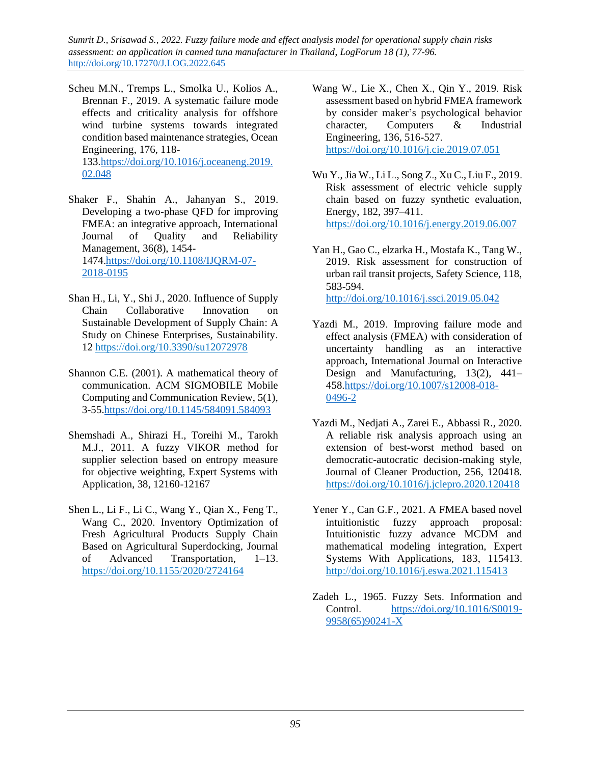Scheu M.N., Tremps L., Smolka U., Kolios A., Brennan F., 2019. A systematic failure mode effects and criticality analysis for offshore wind turbine systems towards integrated condition based maintenance strategies, Ocean Engineering, 176, 118-133.https://doi.org/10.1016/j.oceaneng.2019.02.048

Shaker F., Shahin A., Jahanyan S., 2019. Developing a two-phase QFD for improving FMEA: an integrative approach, International Journal of Quality and Reliability Management, 36(8), 1454-1474.https://doi.org/10.1108/IJQRM-07-2018-0195

Shan H., Li, Y., Shi J., 2020. Influence of Supply Chain Collaborative Innovation on Sustainable Development of Supply Chain: A Study on Chinese Enterprises, Sustainability. 12 https://doi.org/10.3390/su12072978

Shannon C.E. (2001). A mathematical theory of communication. ACM SIGMOBILE Mobile Computing and Communication Review, 5(1), 3-55.https://doi.org/10.1145/584091.584093

Shemshadi A., Shirazi H., Toreihi M., Tarokh M.J., 2011. A fuzzy VIKOR method for supplier selection based on entropy measure for objective weighting, Expert Systems with Application, 38, 12160-12167

Shen L., Li F., Li C., Wang Y., Qian X., Feng T., Wang C., 2020. Inventory Optimization of Fresh Agricultural Products Supply Chain Based on Agricultural Superdocking, Journal of Advanced Transportation, 1–13. https://doi.org/10.1155/2020/2724164

Wang W., Lie X., Chen X., Qin Y., 2019. Risk assessment based on hybrid FMEA framework by consider maker's psychological behavior character, Computers & Industrial Engineering, 136, 516-527. https://doi.org/10.1016/j.cie.2019.07.051

Wu Y., Jia W., Li L., Song Z., Xu C., Liu F., 2019. Risk assessment of electric vehicle supply chain based on fuzzy synthetic evaluation, Energy, 182, 397–411. https://doi.org/10.1016/j.energy.2019.06.007

Yan H., Gao C., elzarka H., Mostafa K., Tang W., 2019. Risk assessment for construction of urban rail transit projects, Safety Science, 118, 583-594. http://doi.org/10.1016/j.ssci.2019.05.042

Yazdi M., 2019. Improving failure mode and effect analysis (FMEA) with consideration of uncertainty handling as an interactive approach, International Journal on Interactive Design and Manufacturing, 13(2), 441–458.https://doi.org/10.1007/s12008-018-0496-2

Yazdi M., Nedjati A., Zarei E., Abbassi R., 2020. A reliable risk analysis approach using an extension of best-worst method based on democratic-autocratic decision-making style, Journal of Cleaner Production, 256, 120418. https://doi.org/10.1016/j.jclepro.2020.120418

Yener Y., Can G.F., 2021. A FMEA based novel intuitionistic fuzzy approach proposal: Intuitionistic fuzzy advance MCDM and mathematical modeling integration, Expert Systems With Applications, 183, 115413. http://doi.org/10.1016/j.eswa.2021.115413

Zadeh L., 1965. Fuzzy Sets. Information and Control. https://doi.org/10.1016/S0019-9958(65)90241-X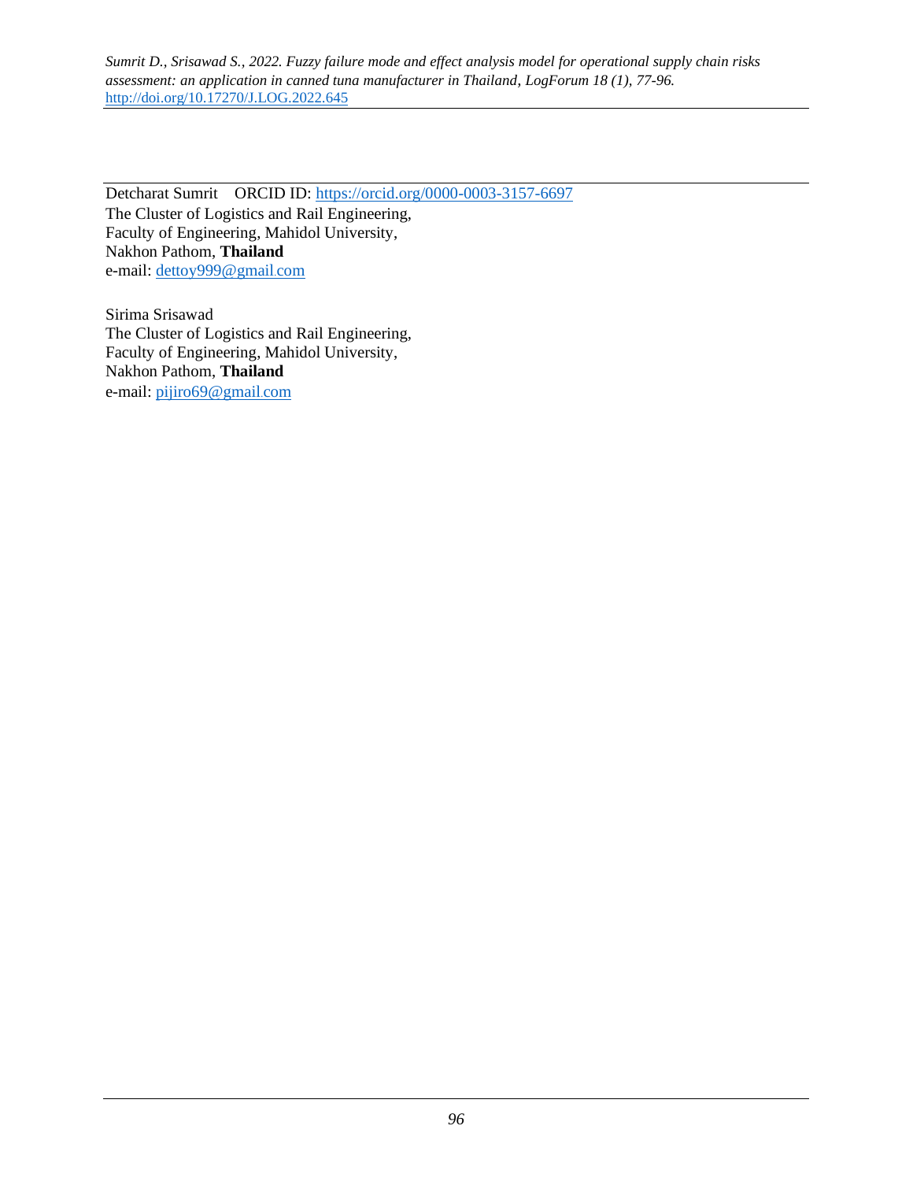Detcharat Sumrit ORCID ID: https://orcid.org/0000-0003-3157-6697
The Cluster of Logistics and Rail Engineering,
Faculty of Engineering, Mahidol University,
Nakhon Pathom, **Thailand**
e-mail: dettoy999@gmail.com

Sirima Srisawad
The Cluster of Logistics and Rail Engineering,
Faculty of Engineering, Mahidol University,
Nakhon Pathom, **Thailand**
e-mail: pijiro69@gmail.com